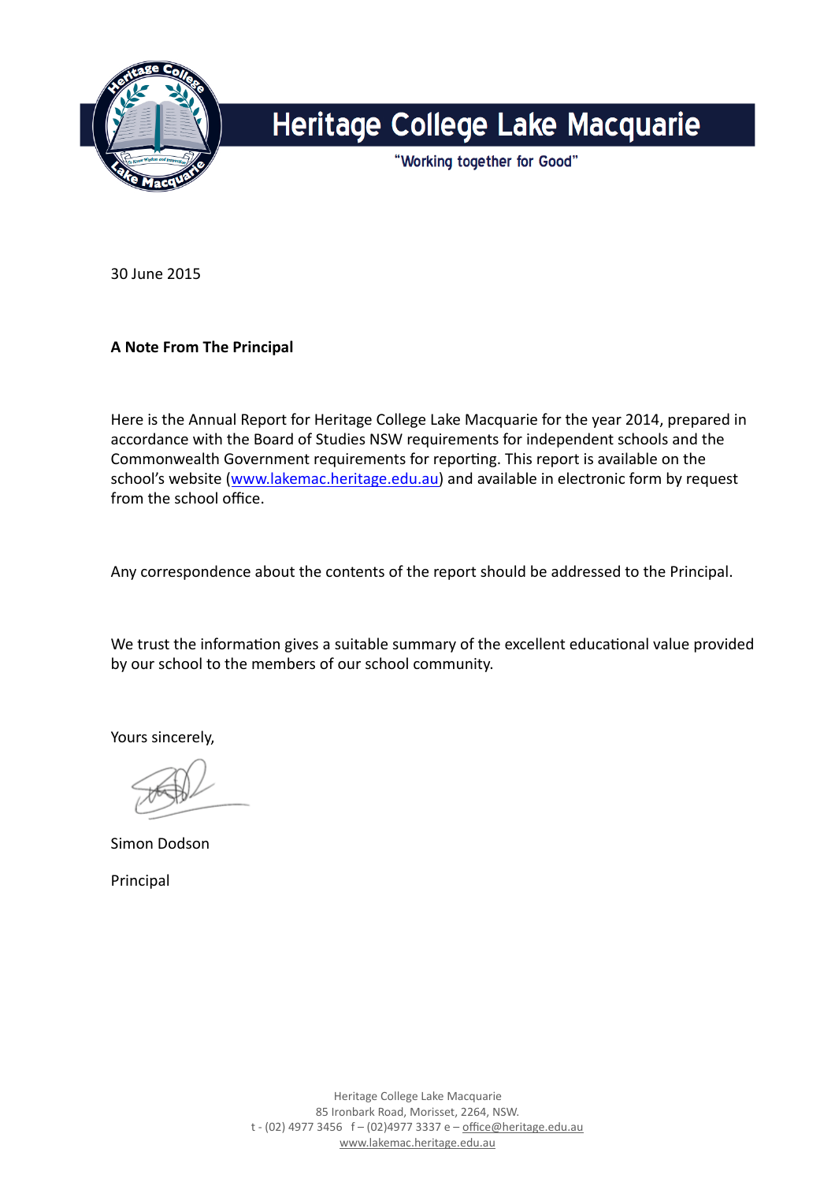# Heritage College Lake Macquarie

"Working together for Good"

30 June 2015

**A Note From The Principal**

Here is the Annual Report for Heritage College Lake Macquarie for the year 2014, prepared in accordance with the Board of Studies NSW requirements for independent schools and the Commonwealth Government requirements for reporting. This report is available on the school's website (www.lakemac.heritage.edu.au) and available in electronic form by request from the school office.

Any correspondence about the contents of the report should be addressed to the Principal.

We trust the information gives a suitable summary of the excellent educational value provided by our school to the members of our school community.

Yours sincerely,

Simon Dodson

Principal

Heritage College Lake Macquarie
85 Ironbark Road, Morisset, 2264, NSW.
t - (02) 4977 3456 f – (02)4977 3337 e – office@heritage.edu.au
www.lakemac.heritage.edu.au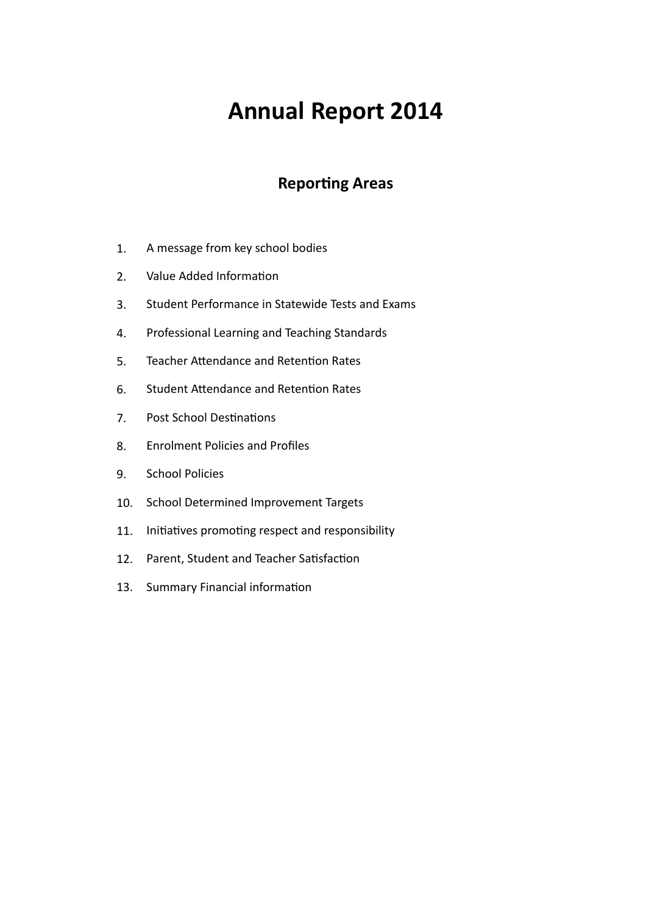# Annual Report 2014

## Reporting Areas

1. A message from key school bodies
2. Value Added Information
3. Student Performance in Statewide Tests and Exams
4. Professional Learning and Teaching Standards
5. Teacher Attendance and Retention Rates
6. Student Attendance and Retention Rates
7. Post School Destinations
8. Enrolment Policies and Profiles
9. School Policies
10. School Determined Improvement Targets
11. Initiatives promoting respect and responsibility
12. Parent, Student and Teacher Satisfaction
13. Summary Financial information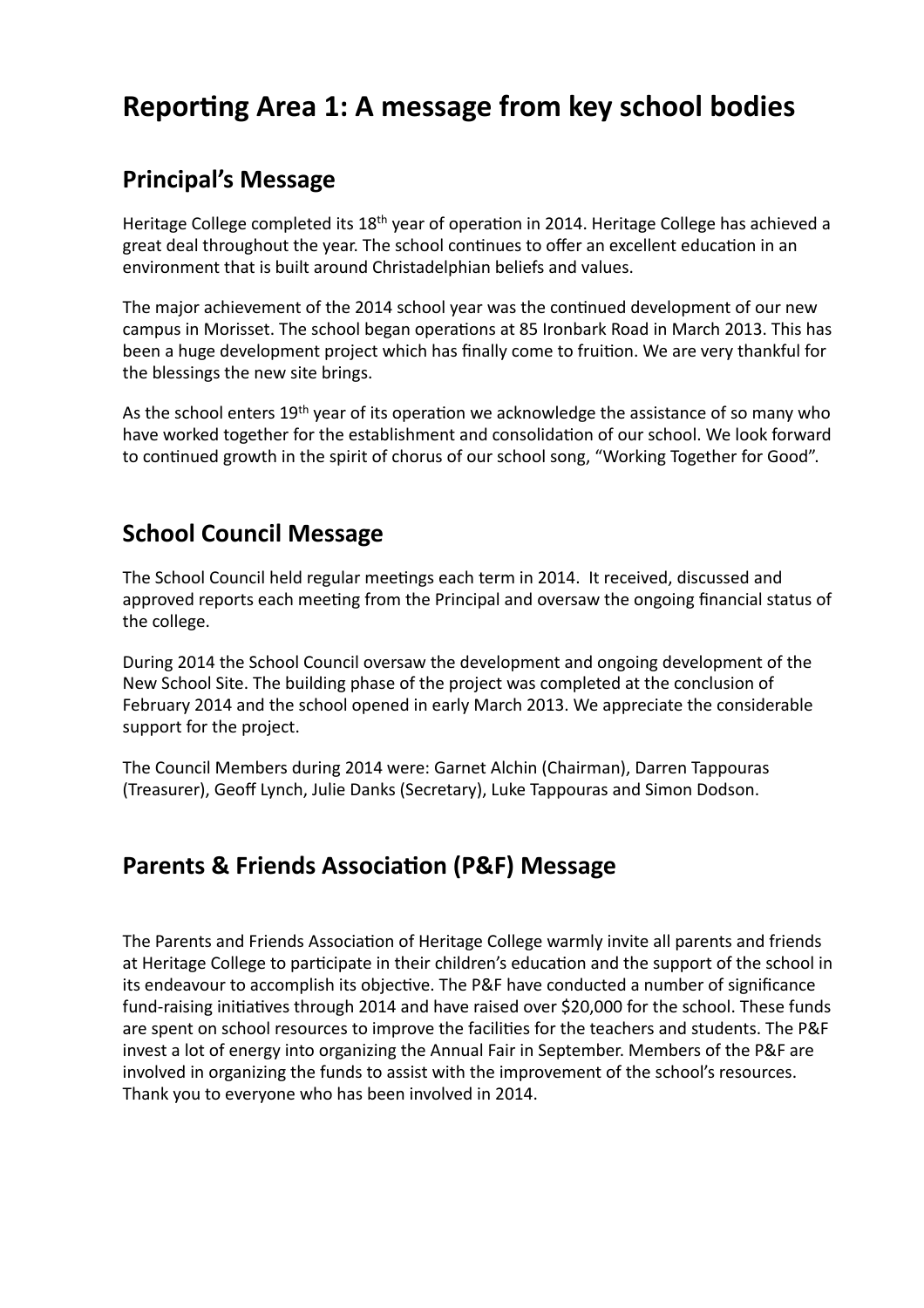# Reporting Area 1: A message from key school bodies

## Principal's Message

Heritage College completed its 18th year of operation in 2014. Heritage College has achieved a great deal throughout the year. The school continues to offer an excellent education in an environment that is built around Christadelphian beliefs and values.

The major achievement of the 2014 school year was the continued development of our new campus in Morisset. The school began operations at 85 Ironbark Road in March 2013. This has been a huge development project which has finally come to fruition. We are very thankful for the blessings the new site brings.

As the school enters 19th year of its operation we acknowledge the assistance of so many who have worked together for the establishment and consolidation of our school. We look forward to continued growth in the spirit of chorus of our school song, "Working Together for Good".

## School Council Message

The School Council held regular meetings each term in 2014. It received, discussed and approved reports each meeting from the Principal and oversaw the ongoing financial status of the college.

During 2014 the School Council oversaw the development and ongoing development of the New School Site. The building phase of the project was completed at the conclusion of February 2014 and the school opened in early March 2013. We appreciate the considerable support for the project.

The Council Members during 2014 were: Garnet Alchin (Chairman), Darren Tappouras (Treasurer), Geoff Lynch, Julie Danks (Secretary), Luke Tappouras and Simon Dodson.

## Parents & Friends Association (P&F) Message

The Parents and Friends Association of Heritage College warmly invite all parents and friends at Heritage College to participate in their children's education and the support of the school in its endeavour to accomplish its objective. The P&F have conducted a number of significance fund-raising initiatives through 2014 and have raised over $20,000 for the school. These funds are spent on school resources to improve the facilities for the teachers and students. The P&F invest a lot of energy into organizing the Annual Fair in September. Members of the P&F are involved in organizing the funds to assist with the improvement of the school's resources. Thank you to everyone who has been involved in 2014.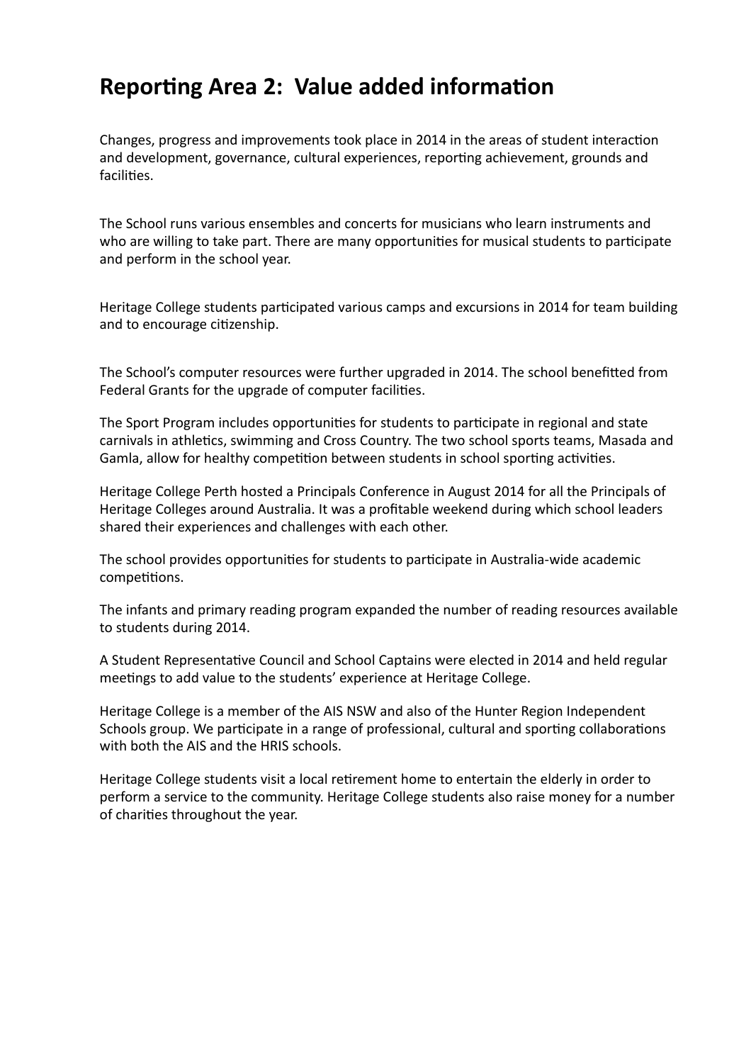# Reporting Area 2: Value added information

Changes, progress and improvements took place in 2014 in the areas of student interaction and development, governance, cultural experiences, reporting achievement, grounds and facilities.

The School runs various ensembles and concerts for musicians who learn instruments and who are willing to take part. There are many opportunities for musical students to participate and perform in the school year.

Heritage College students participated various camps and excursions in 2014 for team building and to encourage citizenship.

The School's computer resources were further upgraded in 2014. The school benefitted from Federal Grants for the upgrade of computer facilities.

The Sport Program includes opportunities for students to participate in regional and state carnivals in athletics, swimming and Cross Country. The two school sports teams, Masada and Gamla, allow for healthy competition between students in school sporting activities.

Heritage College Perth hosted a Principals Conference in August 2014 for all the Principals of Heritage Colleges around Australia. It was a profitable weekend during which school leaders shared their experiences and challenges with each other.

The school provides opportunities for students to participate in Australia-wide academic competitions.

The infants and primary reading program expanded the number of reading resources available to students during 2014.

A Student Representative Council and School Captains were elected in 2014 and held regular meetings to add value to the students' experience at Heritage College.

Heritage College is a member of the AIS NSW and also of the Hunter Region Independent Schools group. We participate in a range of professional, cultural and sporting collaborations with both the AIS and the HRIS schools.

Heritage College students visit a local retirement home to entertain the elderly in order to perform a service to the community. Heritage College students also raise money for a number of charities throughout the year.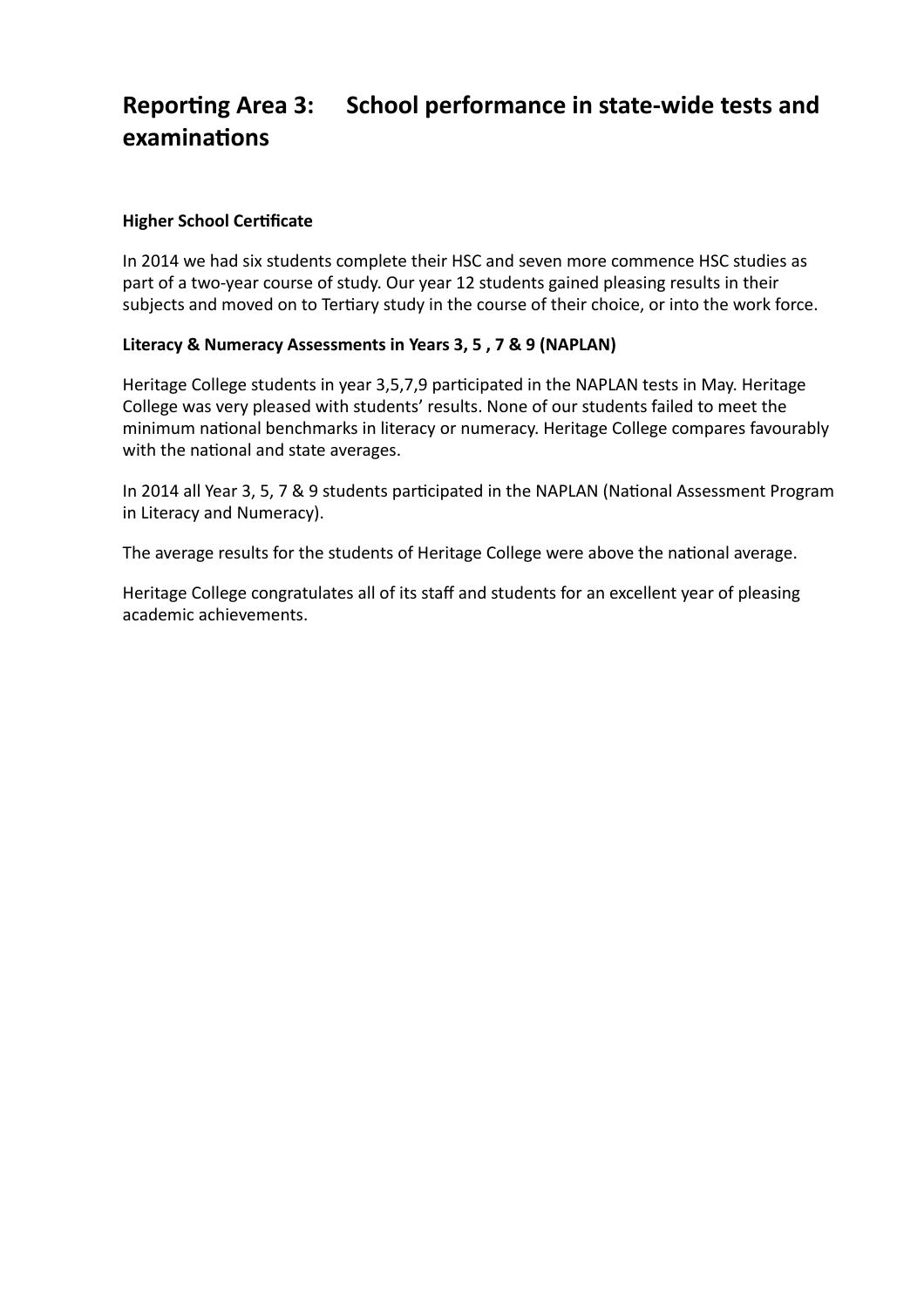## Reporting Area 3: School performance in state-wide tests and examinations

**Higher School Certificate**

In 2014 we had six students complete their HSC and seven more commence HSC studies as part of a two-year course of study. Our year 12 students gained pleasing results in their subjects and moved on to Tertiary study in the course of their choice, or into the work force.

**Literacy & Numeracy Assessments in Years 3, 5 , 7 & 9 (NAPLAN)**

Heritage College students in year 3,5,7,9 participated in the NAPLAN tests in May. Heritage College was very pleased with students' results. None of our students failed to meet the minimum national benchmarks in literacy or numeracy. Heritage College compares favourably with the national and state averages.

In 2014 all Year 3, 5, 7 & 9 students participated in the NAPLAN (National Assessment Program in Literacy and Numeracy).

The average results for the students of Heritage College were above the national average.

Heritage College congratulates all of its staff and students for an excellent year of pleasing academic achievements.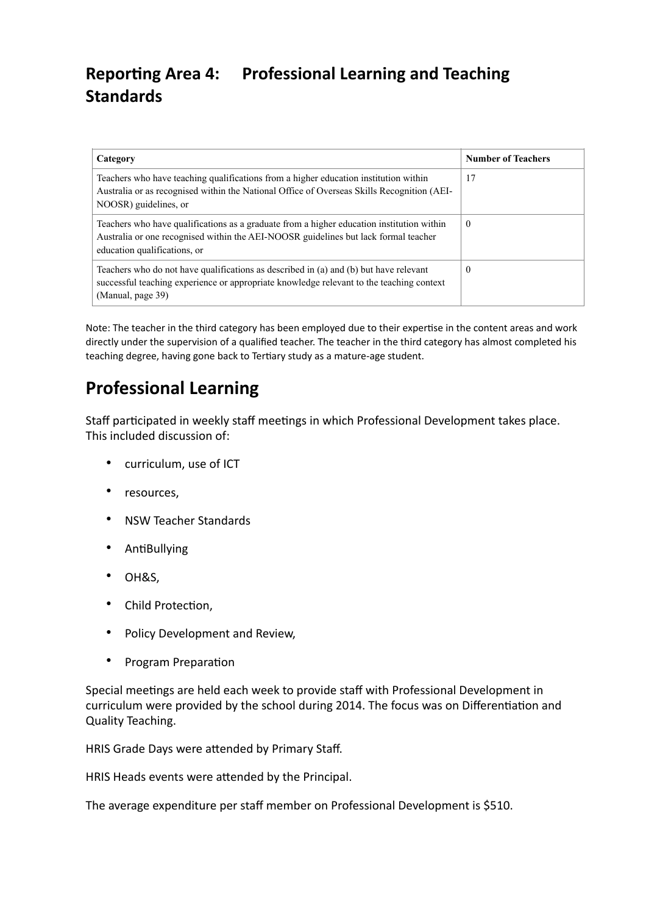# Reporting Area 4: Professional Learning and Teaching Standards

| Category | Number of Teachers |
|---|---|
| Teachers who have teaching qualifications from a higher education institution within Australia or as recognised within the National Office of Overseas Skills Recognition (AEI-NOOSR) guidelines, or | 17 |
| Teachers who have qualifications as a graduate from a higher education institution within Australia or one recognised within the AEI-NOOSR guidelines but lack formal teacher education qualifications, or | 0 |
| Teachers who do not have qualifications as described in (a) and (b) but have relevant successful teaching experience or appropriate knowledge relevant to the teaching context (Manual, page 39) | 0 |

Note: The teacher in the third category has been employed due to their expertise in the content areas and work directly under the supervision of a qualified teacher. The teacher in the third category has almost completed his teaching degree, having gone back to Tertiary study as a mature-age student.

## Professional Learning

Staff participated in weekly staff meetings in which Professional Development takes place. This included discussion of:

- curriculum, use of ICT
- resources,
- NSW Teacher Standards
- AntiBullying
- OH&S,
- Child Protection,
- Policy Development and Review,
- Program Preparation

Special meetings are held each week to provide staff with Professional Development in curriculum were provided by the school during 2014. The focus was on Differentiation and Quality Teaching.

HRIS Grade Days were attended by Primary Staff.

HRIS Heads events were attended by the Principal.

The average expenditure per staff member on Professional Development is $510.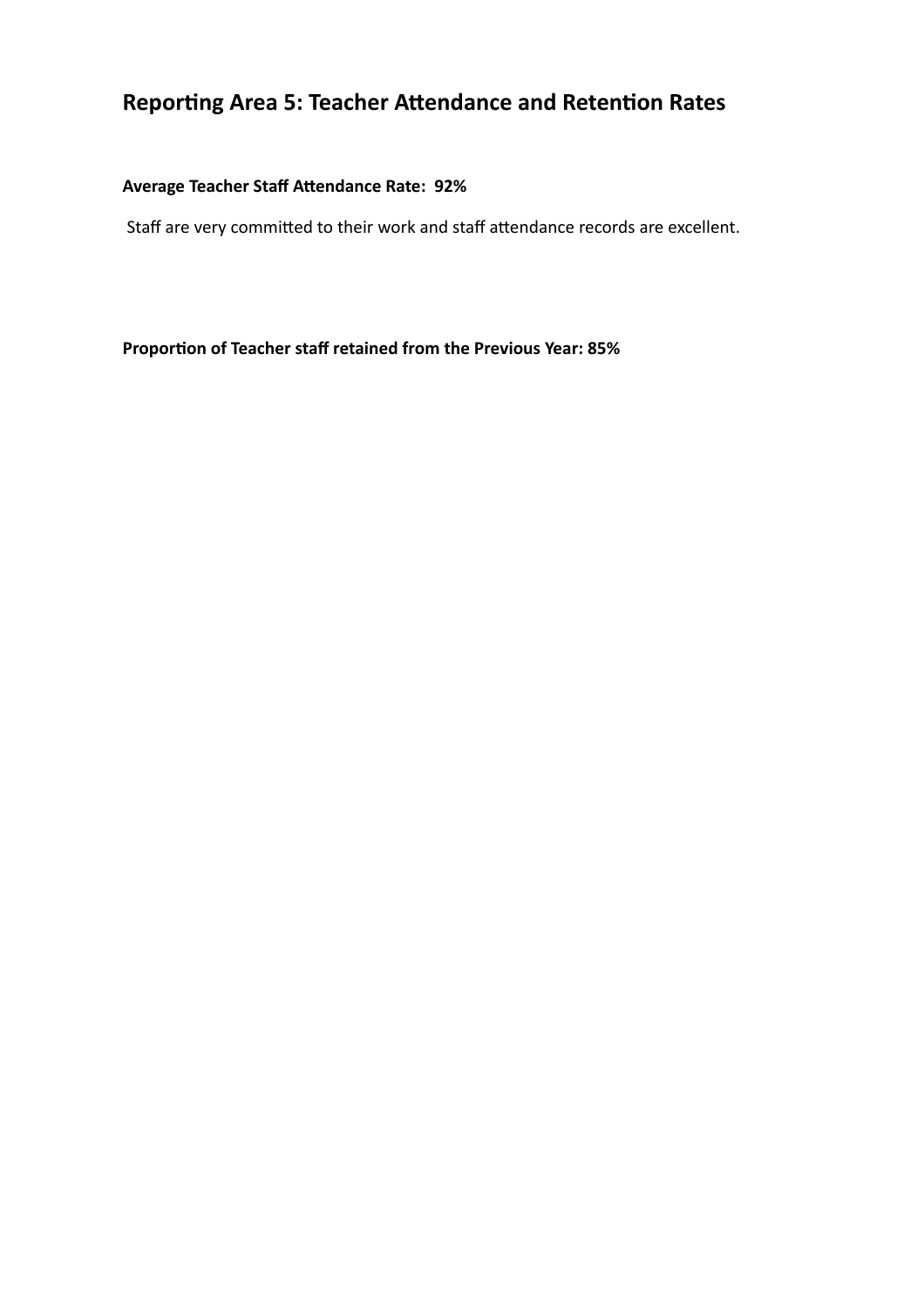## Reporting Area 5: Teacher Attendance and Retention Rates

**Average Teacher Staff Attendance Rate: 92%**

Staff are very committed to their work and staff attendance records are excellent.

**Proportion of Teacher staff retained from the Previous Year: 85%**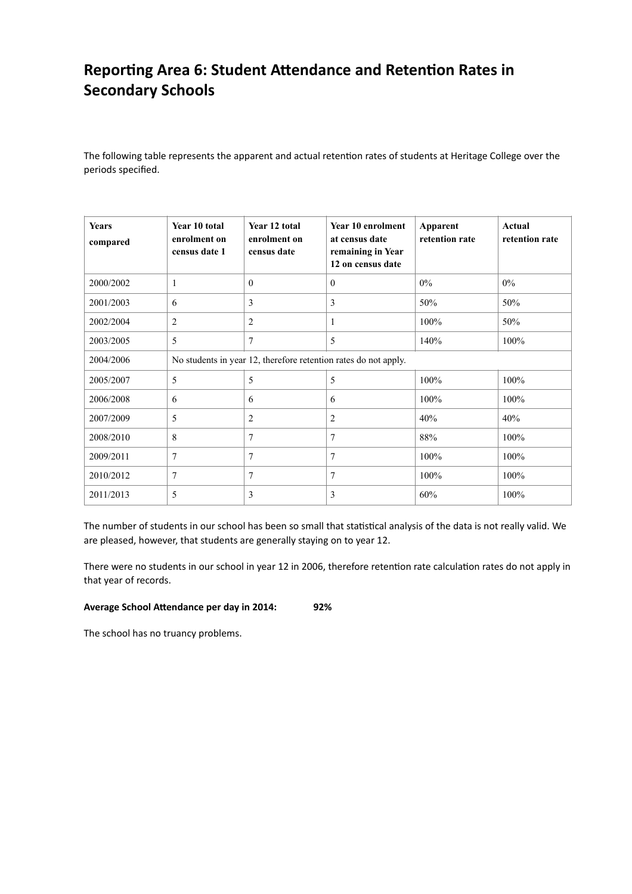## Reporting Area 6: Student Attendance and Retention Rates in Secondary Schools

The following table represents the apparent and actual retention rates of students at Heritage College over the periods specified.

| Years compared | Year 10 total enrolment on census date 1 | Year 12 total enrolment on census date | Year 10 enrolment at census date remaining in Year 12 on census date | Apparent retention rate | Actual retention rate |
|---|---|---|---|---|---|
| 2000/2002 | 1 | 0 | 0 | 0% | 0% |
| 2001/2003 | 6 | 3 | 3 | 50% | 50% |
| 2002/2004 | 2 | 2 | 1 | 100% | 50% |
| 2003/2005 | 5 | 7 | 5 | 140% | 100% |
| 2004/2006 | No students in year 12, therefore retention rates do not apply. | | | | |
| 2005/2007 | 5 | 5 | 5 | 100% | 100% |
| 2006/2008 | 6 | 6 | 6 | 100% | 100% |
| 2007/2009 | 5 | 2 | 2 | 40% | 40% |
| 2008/2010 | 8 | 7 | 7 | 88% | 100% |
| 2009/2011 | 7 | 7 | 7 | 100% | 100% |
| 2010/2012 | 7 | 7 | 7 | 100% | 100% |
| 2011/2013 | 5 | 3 | 3 | 60% | 100% |

The number of students in our school has been so small that statistical analysis of the data is not really valid. We are pleased, however, that students are generally staying on to year 12.

There were no students in our school in year 12 in 2006, therefore retention rate calculation rates do not apply in that year of records.

**Average School Attendance per day in 2014: 92%**

The school has no truancy problems.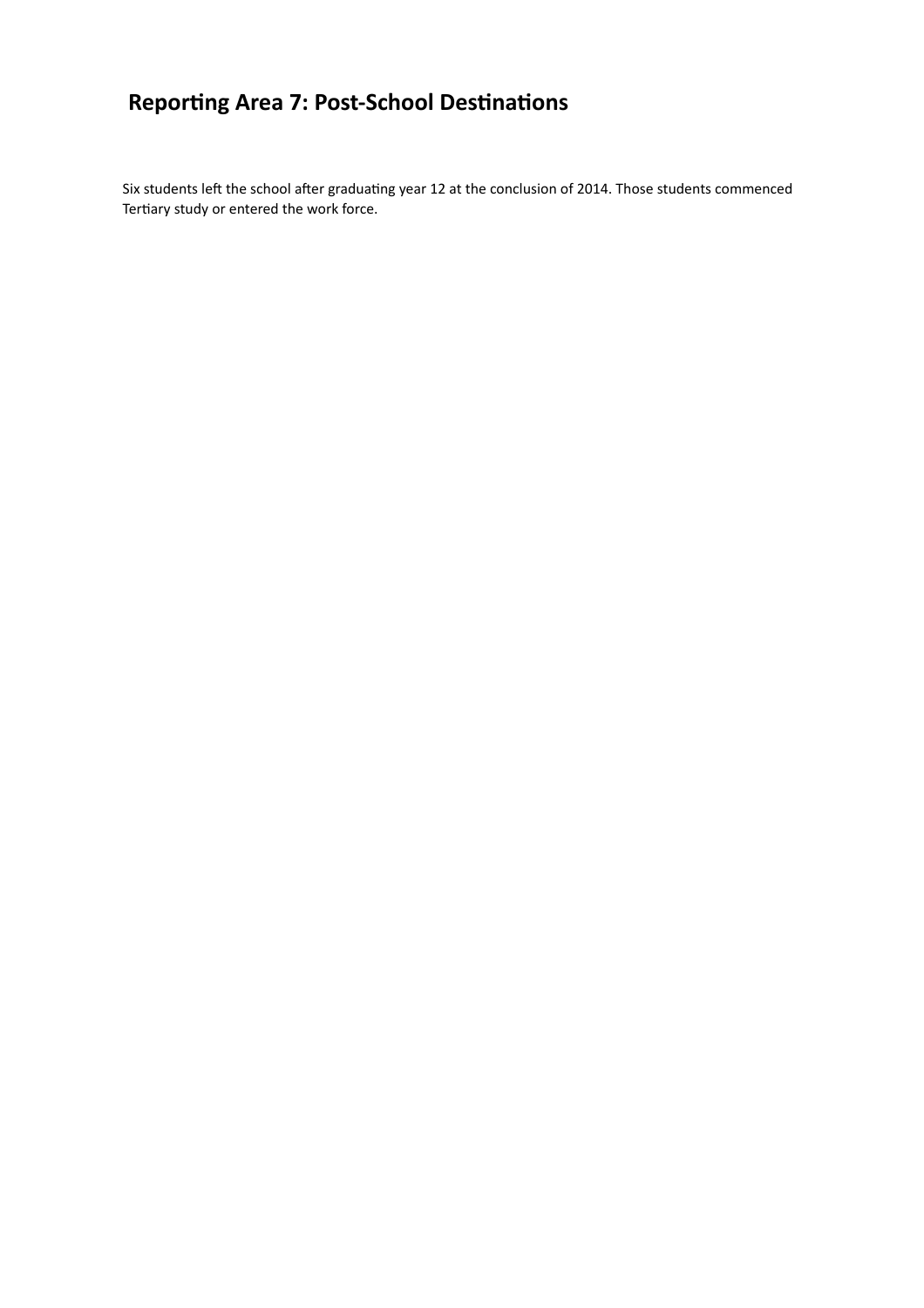## Reporting Area 7: Post-School Destinations

Six students left the school after graduating year 12 at the conclusion of 2014. Those students commenced Tertiary study or entered the work force.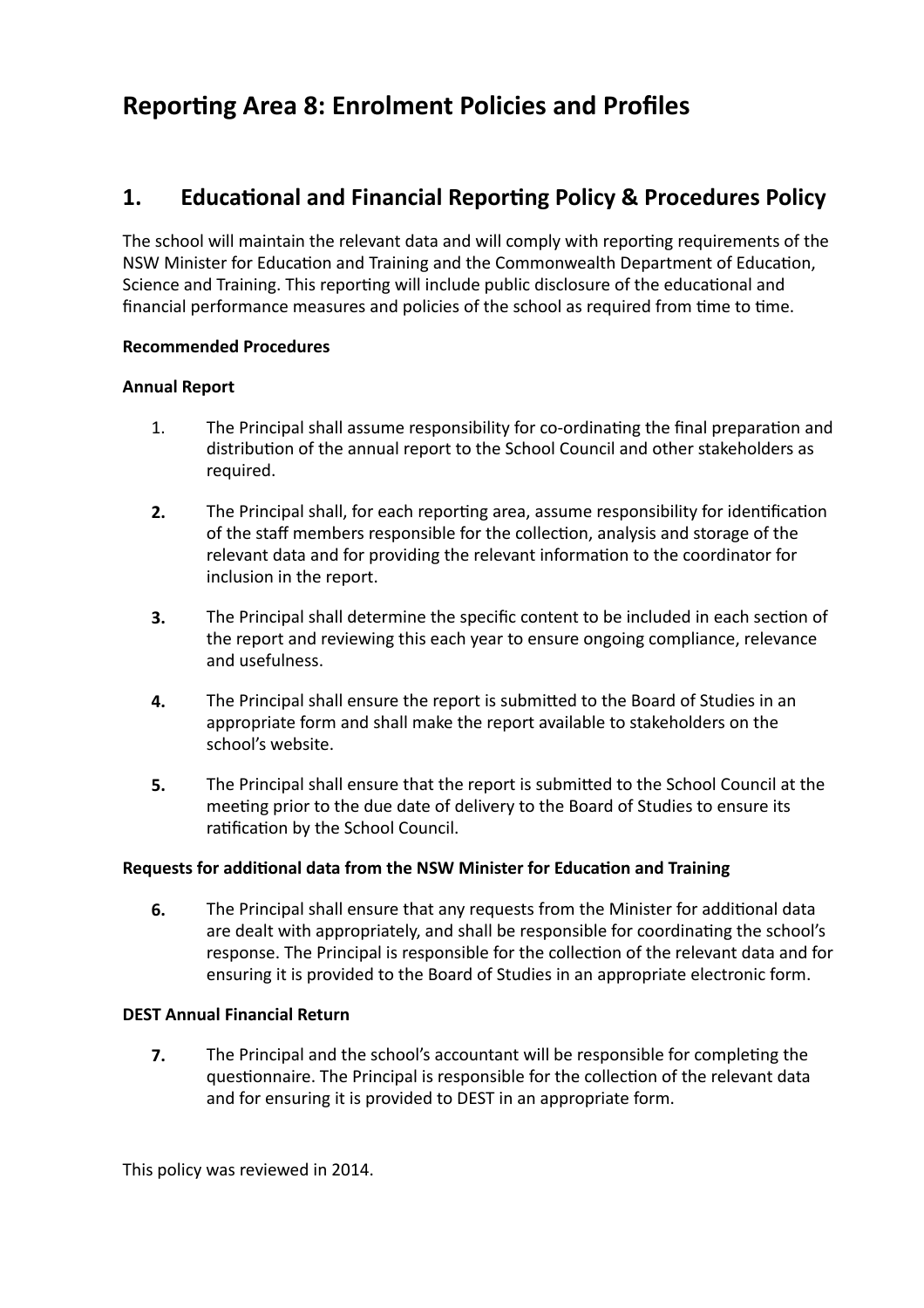# Reporting Area 8: Enrolment Policies and Profiles

## 1. Educational and Financial Reporting Policy & Procedures Policy

The school will maintain the relevant data and will comply with reporting requirements of the NSW Minister for Education and Training and the Commonwealth Department of Education, Science and Training. This reporting will include public disclosure of the educational and financial performance measures and policies of the school as required from time to time.

**Recommended Procedures**

**Annual Report**

1. The Principal shall assume responsibility for co-ordinating the final preparation and distribution of the annual report to the School Council and other stakeholders as required.

2. The Principal shall, for each reporting area, assume responsibility for identification of the staff members responsible for the collection, analysis and storage of the relevant data and for providing the relevant information to the coordinator for inclusion in the report.

3. The Principal shall determine the specific content to be included in each section of the report and reviewing this each year to ensure ongoing compliance, relevance and usefulness.

4. The Principal shall ensure the report is submitted to the Board of Studies in an appropriate form and shall make the report available to stakeholders on the school's website.

5. The Principal shall ensure that the report is submitted to the School Council at the meeting prior to the due date of delivery to the Board of Studies to ensure its ratification by the School Council.

**Requests for additional data from the NSW Minister for Education and Training**

6. The Principal shall ensure that any requests from the Minister for additional data are dealt with appropriately, and shall be responsible for coordinating the school's response. The Principal is responsible for the collection of the relevant data and for ensuring it is provided to the Board of Studies in an appropriate electronic form.

**DEST Annual Financial Return**

7. The Principal and the school's accountant will be responsible for completing the questionnaire. The Principal is responsible for the collection of the relevant data and for ensuring it is provided to DEST in an appropriate form.

This policy was reviewed in 2014.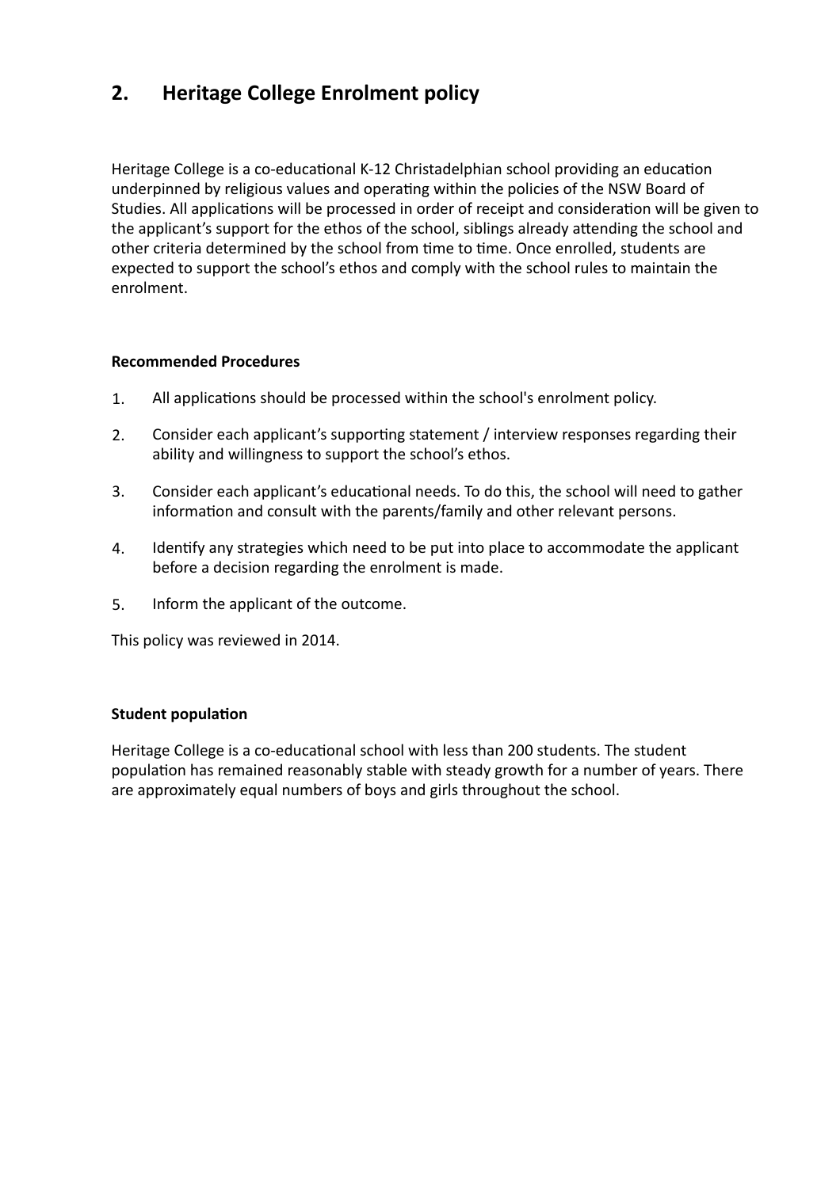## 2. Heritage College Enrolment policy

Heritage College is a co-educational K-12 Christadelphian school providing an education underpinned by religious values and operating within the policies of the NSW Board of Studies. All applications will be processed in order of receipt and consideration will be given to the applicant's support for the ethos of the school, siblings already attending the school and other criteria determined by the school from time to time. Once enrolled, students are expected to support the school's ethos and comply with the school rules to maintain the enrolment.

**Recommended Procedures**

1. All applications should be processed within the school's enrolment policy.
2. Consider each applicant's supporting statement / interview responses regarding their ability and willingness to support the school's ethos.
3. Consider each applicant's educational needs. To do this, the school will need to gather information and consult with the parents/family and other relevant persons.
4. Identify any strategies which need to be put into place to accommodate the applicant before a decision regarding the enrolment is made.
5. Inform the applicant of the outcome.

This policy was reviewed in 2014.

**Student population**

Heritage College is a co-educational school with less than 200 students. The student population has remained reasonably stable with steady growth for a number of years. There are approximately equal numbers of boys and girls throughout the school.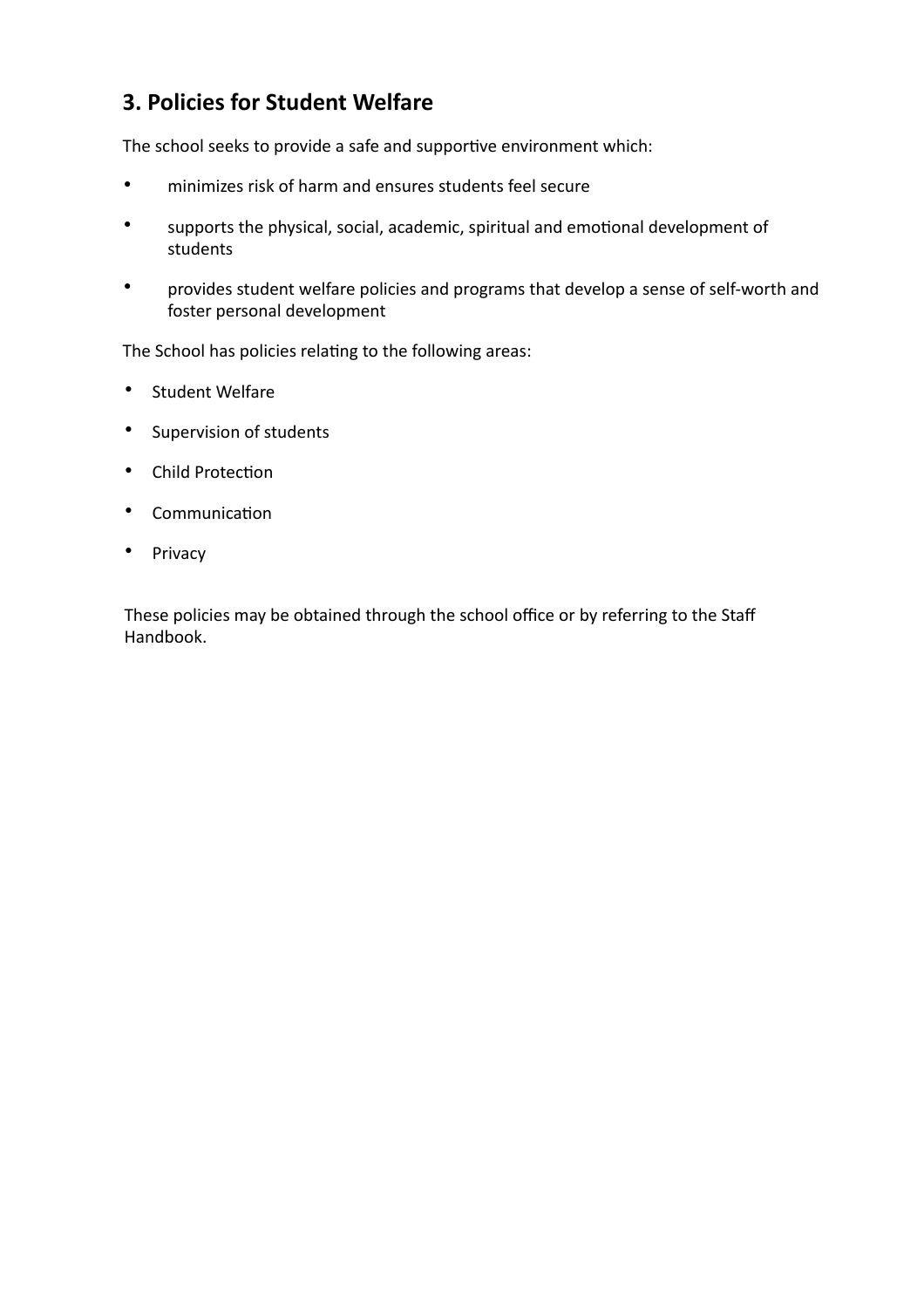## 3. Policies for Student Welfare

The school seeks to provide a safe and supportive environment which:

- minimizes risk of harm and ensures students feel secure
- supports the physical, social, academic, spiritual and emotional development of students
- provides student welfare policies and programs that develop a sense of self-worth and foster personal development

The School has policies relating to the following areas:

- Student Welfare
- Supervision of students
- Child Protection
- Communication
- Privacy

These policies may be obtained through the school office or by referring to the Staff Handbook.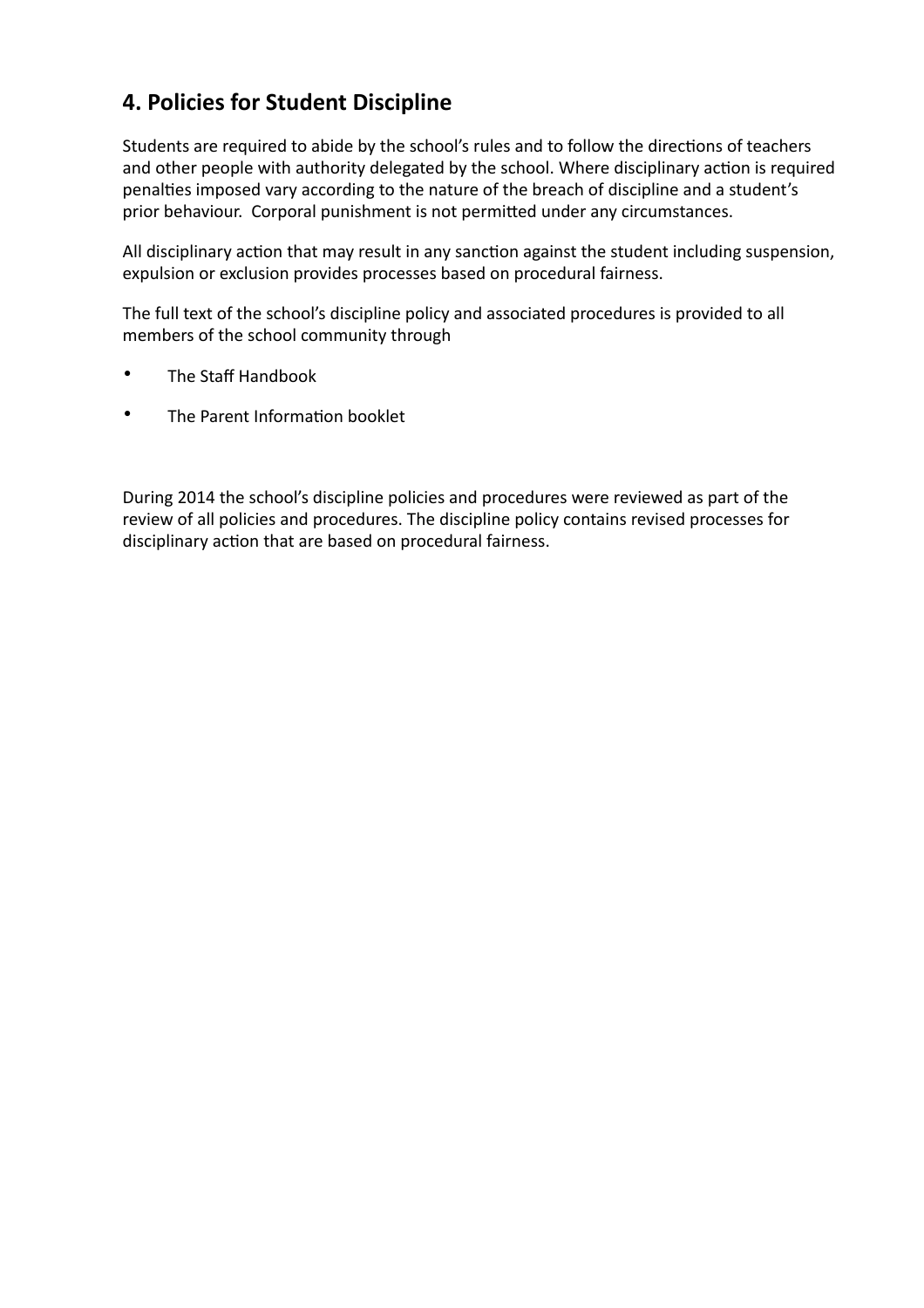## 4. Policies for Student Discipline

Students are required to abide by the school's rules and to follow the directions of teachers and other people with authority delegated by the school. Where disciplinary action is required penalties imposed vary according to the nature of the breach of discipline and a student's prior behaviour. Corporal punishment is not permitted under any circumstances.

All disciplinary action that may result in any sanction against the student including suspension, expulsion or exclusion provides processes based on procedural fairness.

The full text of the school's discipline policy and associated procedures is provided to all members of the school community through

- The Staff Handbook
- The Parent Information booklet

During 2014 the school's discipline policies and procedures were reviewed as part of the review of all policies and procedures. The discipline policy contains revised processes for disciplinary action that are based on procedural fairness.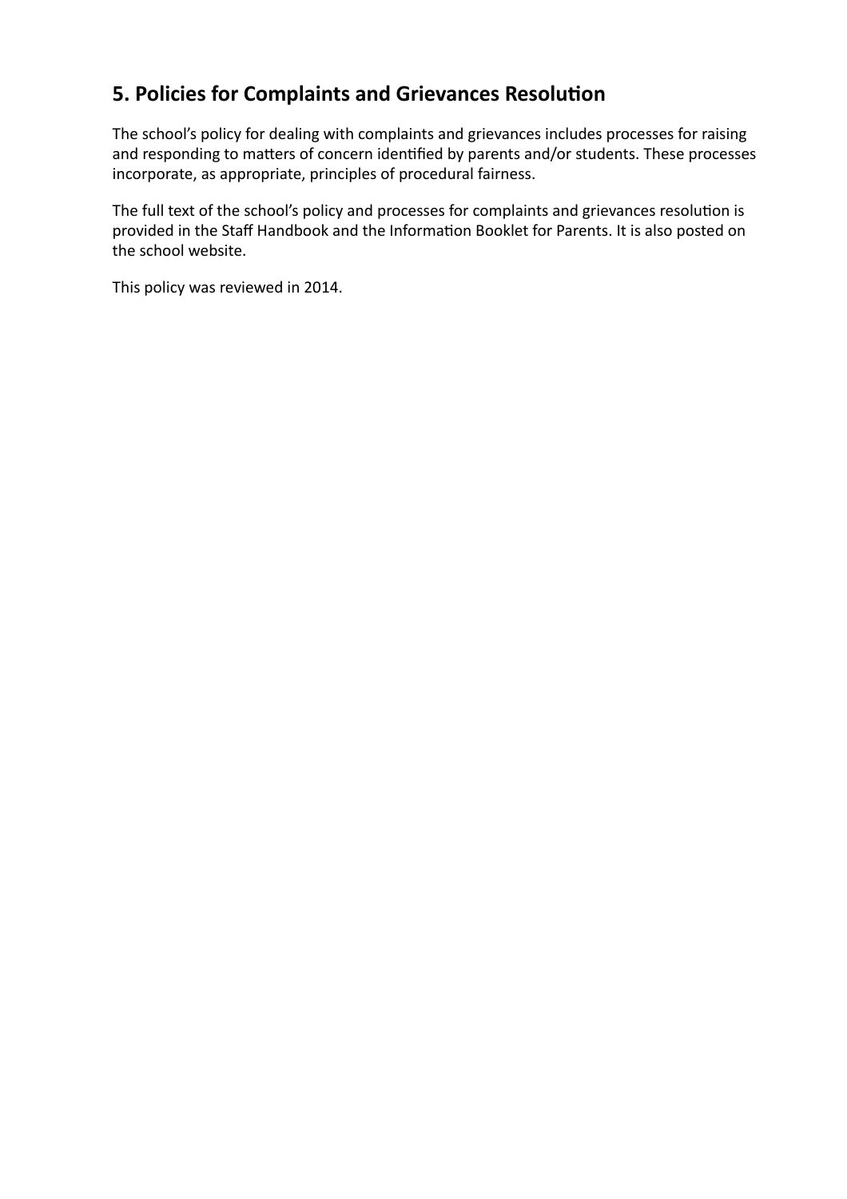## 5. Policies for Complaints and Grievances Resolution

The school's policy for dealing with complaints and grievances includes processes for raising and responding to matters of concern identified by parents and/or students. These processes incorporate, as appropriate, principles of procedural fairness.

The full text of the school's policy and processes for complaints and grievances resolution is provided in the Staff Handbook and the Information Booklet for Parents. It is also posted on the school website.

This policy was reviewed in 2014.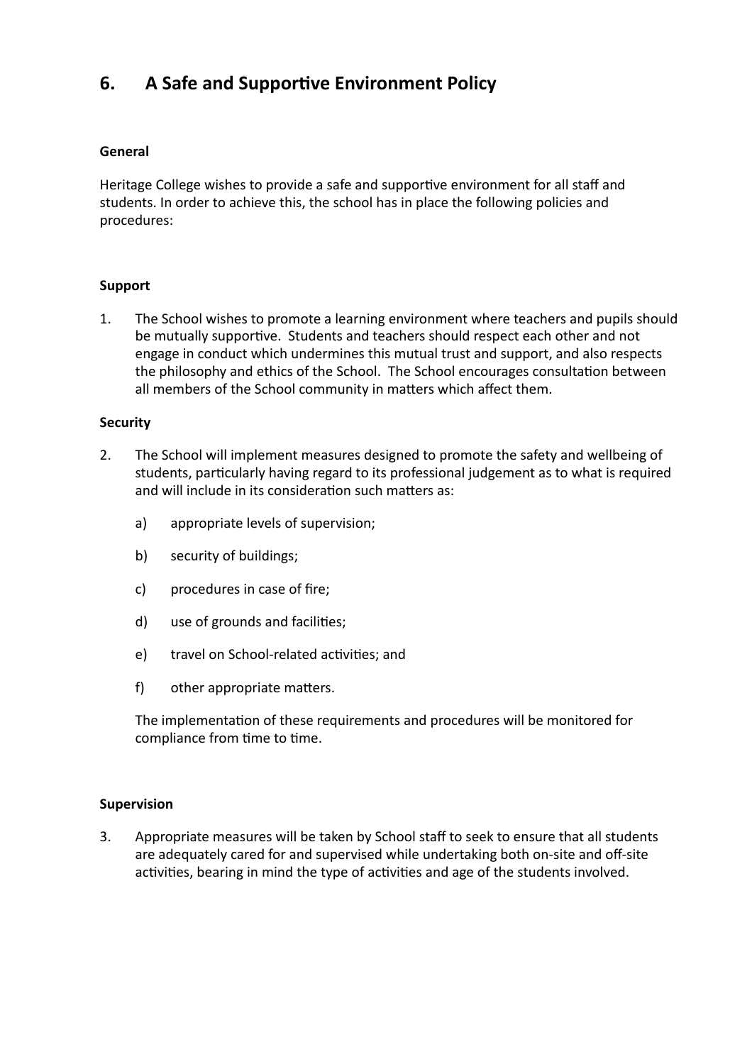## 6. A Safe and Supportive Environment Policy

**General**

Heritage College wishes to provide a safe and supportive environment for all staff and students. In order to achieve this, the school has in place the following policies and procedures:

**Support**

1. The School wishes to promote a learning environment where teachers and pupils should be mutually supportive. Students and teachers should respect each other and not engage in conduct which undermines this mutual trust and support, and also respects the philosophy and ethics of the School. The School encourages consultation between all members of the School community in matters which affect them.

**Security**

2. The School will implement measures designed to promote the safety and wellbeing of students, particularly having regard to its professional judgement as to what is required and will include in its consideration such matters as:

   a) appropriate levels of supervision;

   b) security of buildings;

   c) procedures in case of fire;

   d) use of grounds and facilities;

   e) travel on School-related activities; and

   f) other appropriate matters.

   The implementation of these requirements and procedures will be monitored for compliance from time to time.

**Supervision**

3. Appropriate measures will be taken by School staff to seek to ensure that all students are adequately cared for and supervised while undertaking both on-site and off-site activities, bearing in mind the type of activities and age of the students involved.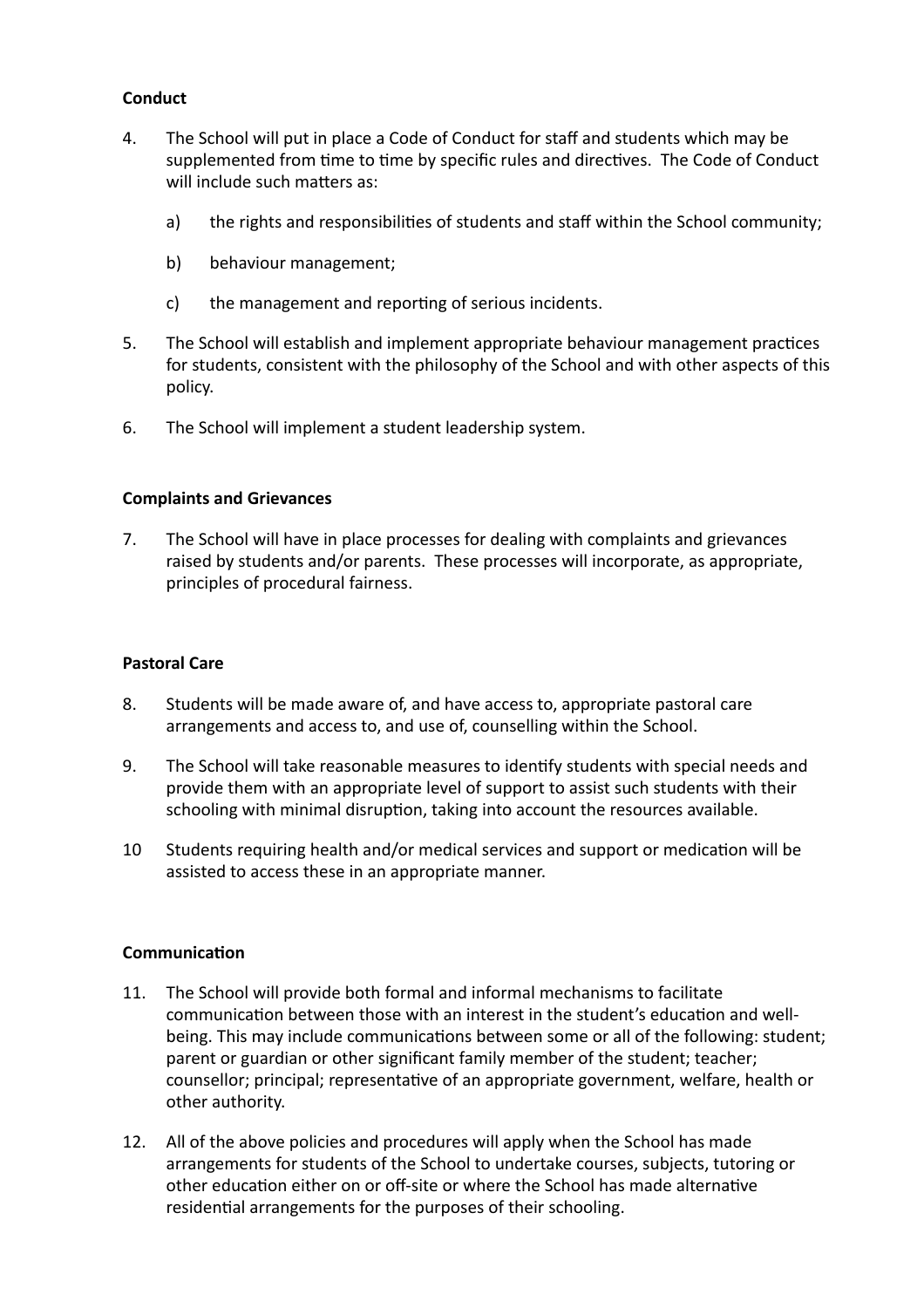**Conduct**

4. The School will put in place a Code of Conduct for staff and students which may be supplemented from time to time by specific rules and directives. The Code of Conduct will include such matters as:

   a) the rights and responsibilities of students and staff within the School community;

   b) behaviour management;

   c) the management and reporting of serious incidents.

5. The School will establish and implement appropriate behaviour management practices for students, consistent with the philosophy of the School and with other aspects of this policy.

6. The School will implement a student leadership system.

**Complaints and Grievances**

7. The School will have in place processes for dealing with complaints and grievances raised by students and/or parents. These processes will incorporate, as appropriate, principles of procedural fairness.

**Pastoral Care**

8. Students will be made aware of, and have access to, appropriate pastoral care arrangements and access to, and use of, counselling within the School.

9. The School will take reasonable measures to identify students with special needs and provide them with an appropriate level of support to assist such students with their schooling with minimal disruption, taking into account the resources available.

10 Students requiring health and/or medical services and support or medication will be assisted to access these in an appropriate manner.

**Communication**

11. The School will provide both formal and informal mechanisms to facilitate communication between those with an interest in the student's education and well-being. This may include communications between some or all of the following: student; parent or guardian or other significant family member of the student; teacher; counsellor; principal; representative of an appropriate government, welfare, health or other authority.

12. All of the above policies and procedures will apply when the School has made arrangements for students of the School to undertake courses, subjects, tutoring or other education either on or off-site or where the School has made alternative residential arrangements for the purposes of their schooling.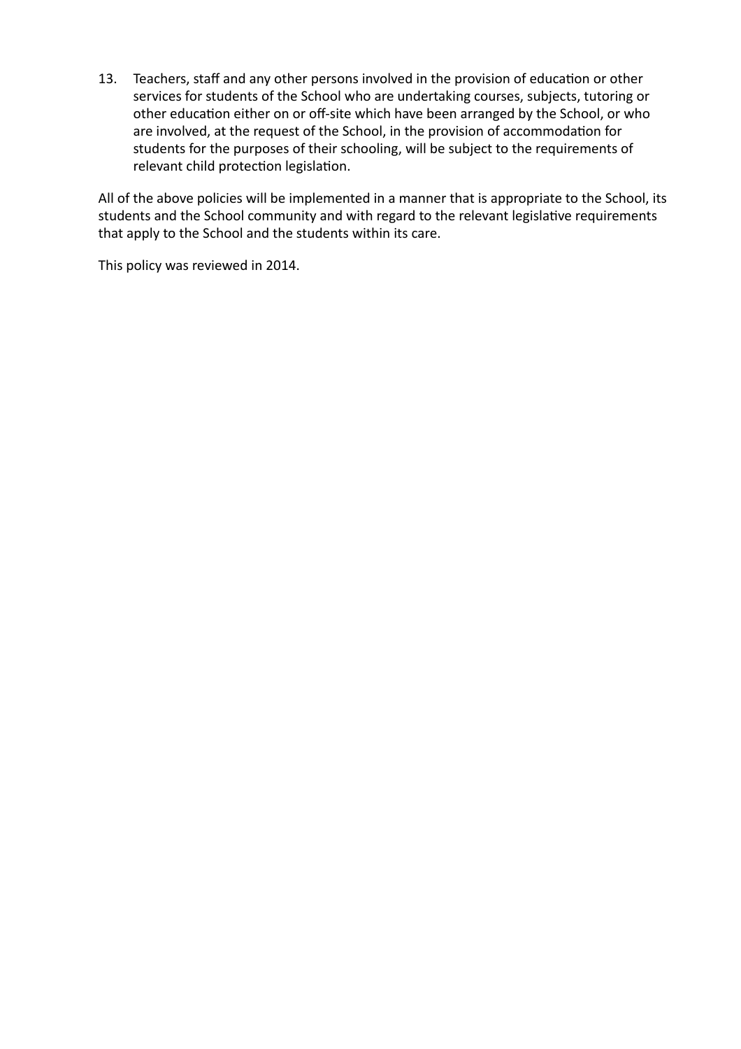13. Teachers, staff and any other persons involved in the provision of education or other services for students of the School who are undertaking courses, subjects, tutoring or other education either on or off-site which have been arranged by the School, or who are involved, at the request of the School, in the provision of accommodation for students for the purposes of their schooling, will be subject to the requirements of relevant child protection legislation.

All of the above policies will be implemented in a manner that is appropriate to the School, its students and the School community and with regard to the relevant legislative requirements that apply to the School and the students within its care.

This policy was reviewed in 2014.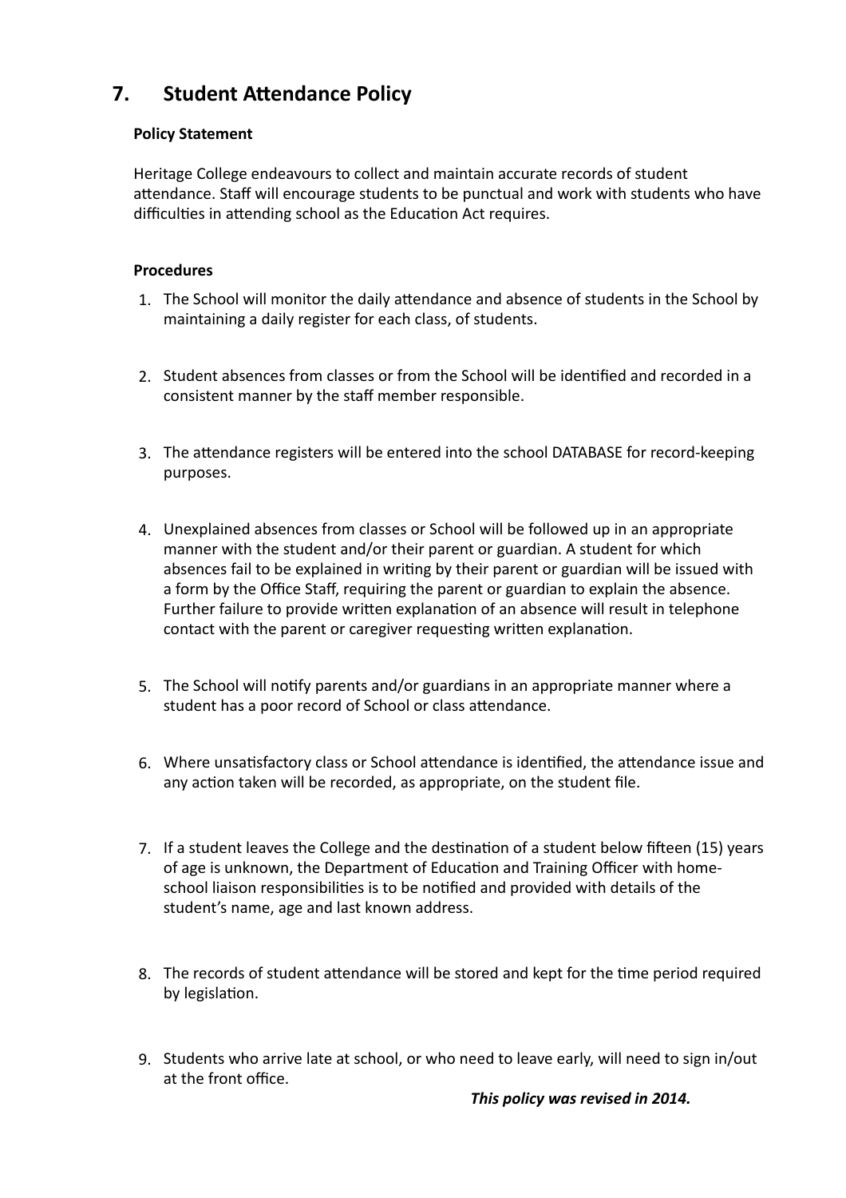## 7. Student Attendance Policy

**Policy Statement**

Heritage College endeavours to collect and maintain accurate records of student attendance. Staff will encourage students to be punctual and work with students who have difficulties in attending school as the Education Act requires.

**Procedures**

1. The School will monitor the daily attendance and absence of students in the School by maintaining a daily register for each class, of students.

2. Student absences from classes or from the School will be identified and recorded in a consistent manner by the staff member responsible.

3. The attendance registers will be entered into the school DATABASE for record-keeping purposes.

4. Unexplained absences from classes or School will be followed up in an appropriate manner with the student and/or their parent or guardian. A student for which absences fail to be explained in writing by their parent or guardian will be issued with a form by the Office Staff, requiring the parent or guardian to explain the absence. Further failure to provide written explanation of an absence will result in telephone contact with the parent or caregiver requesting written explanation.

5. The School will notify parents and/or guardians in an appropriate manner where a student has a poor record of School or class attendance.

6. Where unsatisfactory class or School attendance is identified, the attendance issue and any action taken will be recorded, as appropriate, on the student file.

7. If a student leaves the College and the destination of a student below fifteen (15) years of age is unknown, the Department of Education and Training Officer with home-school liaison responsibilities is to be notified and provided with details of the student's name, age and last known address.

8. The records of student attendance will be stored and kept for the time period required by legislation.

9. Students who arrive late at school, or who need to leave early, will need to sign in/out at the front office.

***This policy was revised in 2014.***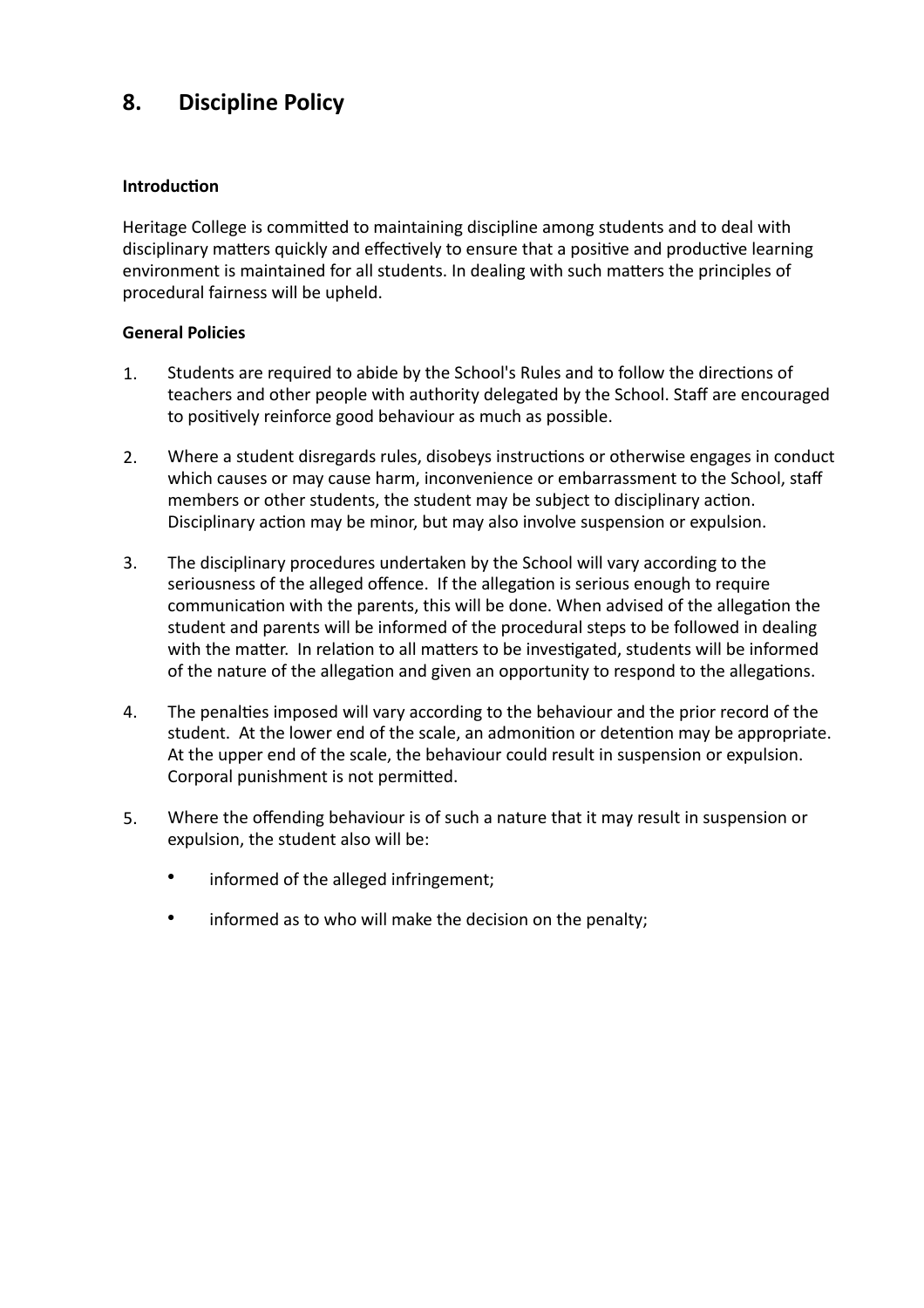## 8. Discipline Policy

**Introduction**

Heritage College is committed to maintaining discipline among students and to deal with disciplinary matters quickly and effectively to ensure that a positive and productive learning environment is maintained for all students. In dealing with such matters the principles of procedural fairness will be upheld.

**General Policies**

1. Students are required to abide by the School's Rules and to follow the directions of teachers and other people with authority delegated by the School. Staff are encouraged to positively reinforce good behaviour as much as possible.

2. Where a student disregards rules, disobeys instructions or otherwise engages in conduct which causes or may cause harm, inconvenience or embarrassment to the School, staff members or other students, the student may be subject to disciplinary action. Disciplinary action may be minor, but may also involve suspension or expulsion.

3. The disciplinary procedures undertaken by the School will vary according to the seriousness of the alleged offence. If the allegation is serious enough to require communication with the parents, this will be done. When advised of the allegation the student and parents will be informed of the procedural steps to be followed in dealing with the matter. In relation to all matters to be investigated, students will be informed of the nature of the allegation and given an opportunity to respond to the allegations.

4. The penalties imposed will vary according to the behaviour and the prior record of the student. At the lower end of the scale, an admonition or detention may be appropriate. At the upper end of the scale, the behaviour could result in suspension or expulsion. Corporal punishment is not permitted.

5. Where the offending behaviour is of such a nature that it may result in suspension or expulsion, the student also will be:

   - informed of the alleged infringement;
   - informed as to who will make the decision on the penalty;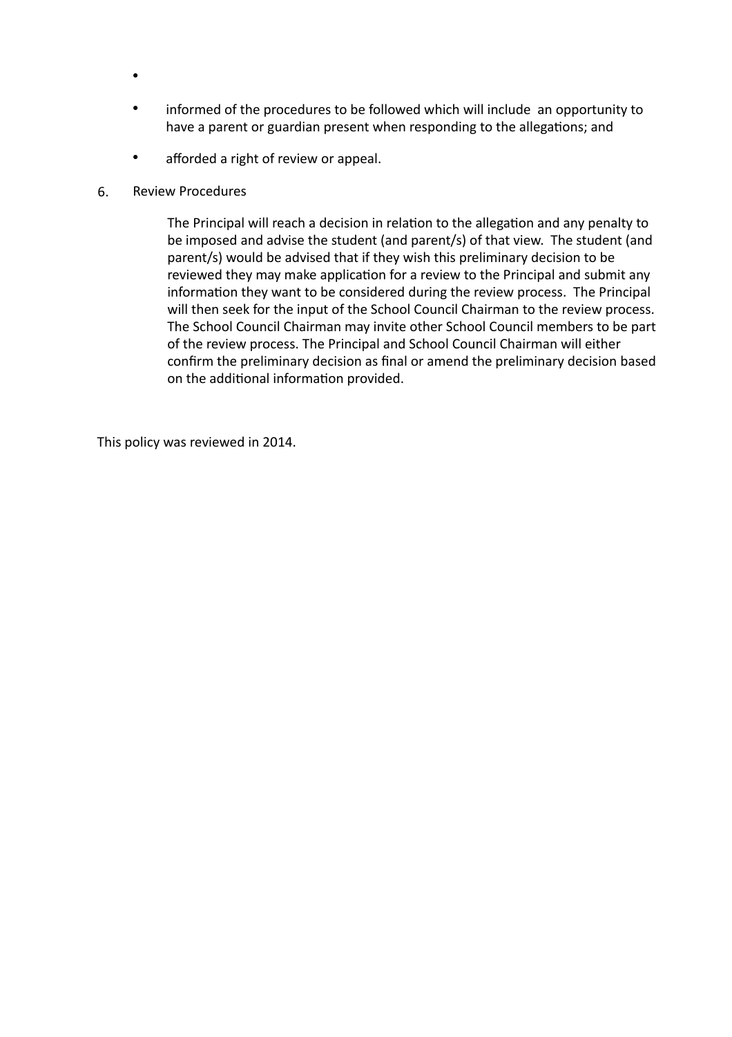- 
- informed of the procedures to be followed which will include an opportunity to have a parent or guardian present when responding to the allegations; and
- afforded a right of review or appeal.

6. Review Procedures

   The Principal will reach a decision in relation to the allegation and any penalty to be imposed and advise the student (and parent/s) of that view. The student (and parent/s) would be advised that if they wish this preliminary decision to be reviewed they may make application for a review to the Principal and submit any information they want to be considered during the review process. The Principal will then seek for the input of the School Council Chairman to the review process. The School Council Chairman may invite other School Council members to be part of the review process. The Principal and School Council Chairman will either confirm the preliminary decision as final or amend the preliminary decision based on the additional information provided.

This policy was reviewed in 2014.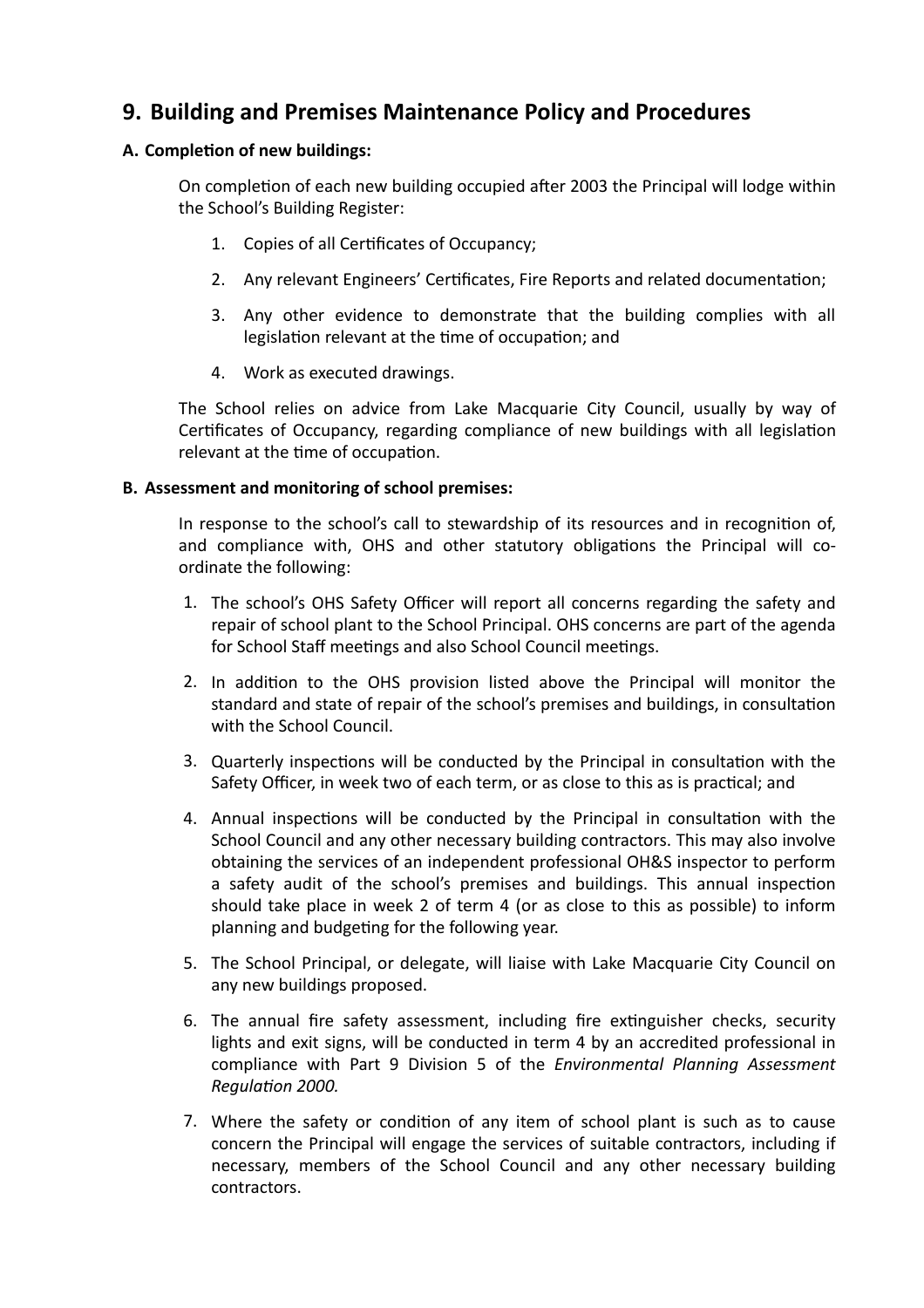## 9. Building and Premises Maintenance Policy and Procedures

### A. Completion of new buildings:

On completion of each new building occupied after 2003 the Principal will lodge within the School's Building Register:

1. Copies of all Certificates of Occupancy;
2. Any relevant Engineers' Certificates, Fire Reports and related documentation;
3. Any other evidence to demonstrate that the building complies with all legislation relevant at the time of occupation; and
4. Work as executed drawings.

The School relies on advice from Lake Macquarie City Council, usually by way of Certificates of Occupancy, regarding compliance of new buildings with all legislation relevant at the time of occupation.

### B. Assessment and monitoring of school premises:

In response to the school's call to stewardship of its resources and in recognition of, and compliance with, OHS and other statutory obligations the Principal will co-ordinate the following:

1. The school's OHS Safety Officer will report all concerns regarding the safety and repair of school plant to the School Principal. OHS concerns are part of the agenda for School Staff meetings and also School Council meetings.
2. In addition to the OHS provision listed above the Principal will monitor the standard and state of repair of the school's premises and buildings, in consultation with the School Council.
3. Quarterly inspections will be conducted by the Principal in consultation with the Safety Officer, in week two of each term, or as close to this as is practical; and
4. Annual inspections will be conducted by the Principal in consultation with the School Council and any other necessary building contractors. This may also involve obtaining the services of an independent professional OH&S inspector to perform a safety audit of the school's premises and buildings. This annual inspection should take place in week 2 of term 4 (or as close to this as possible) to inform planning and budgeting for the following year.
5. The School Principal, or delegate, will liaise with Lake Macquarie City Council on any new buildings proposed.
6. The annual fire safety assessment, including fire extinguisher checks, security lights and exit signs, will be conducted in term 4 by an accredited professional in compliance with Part 9 Division 5 of the *Environmental Planning Assessment Regulation 2000.*
7. Where the safety or condition of any item of school plant is such as to cause concern the Principal will engage the services of suitable contractors, including if necessary, members of the School Council and any other necessary building contractors.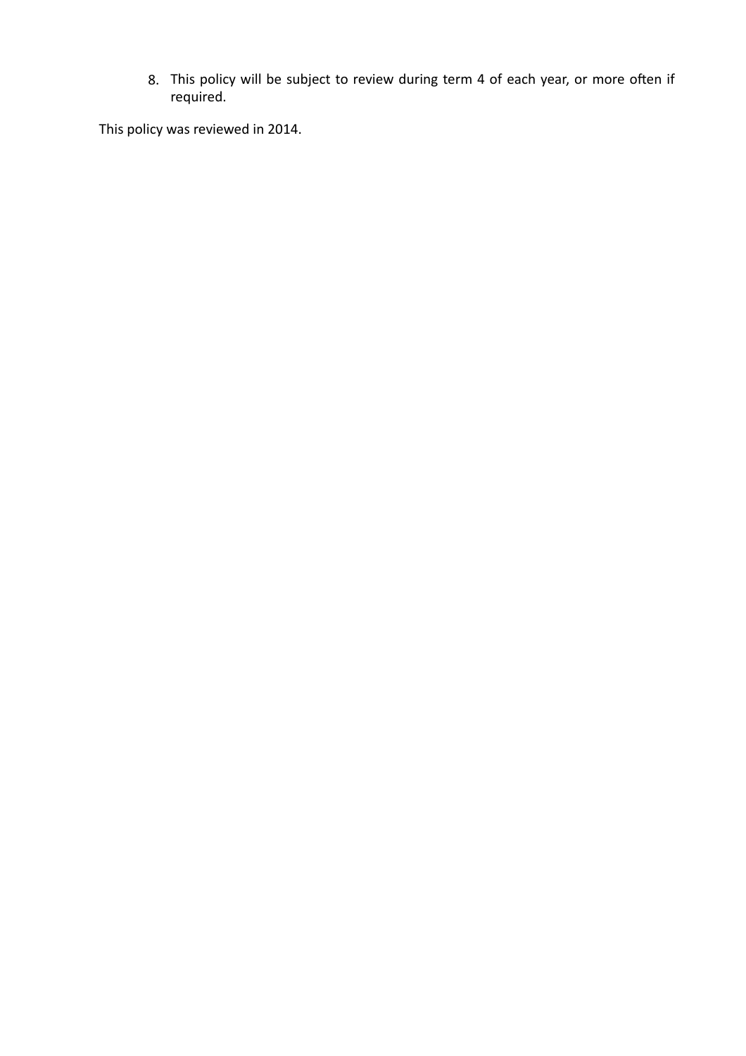8. This policy will be subject to review during term 4 of each year, or more often if required.

This policy was reviewed in 2014.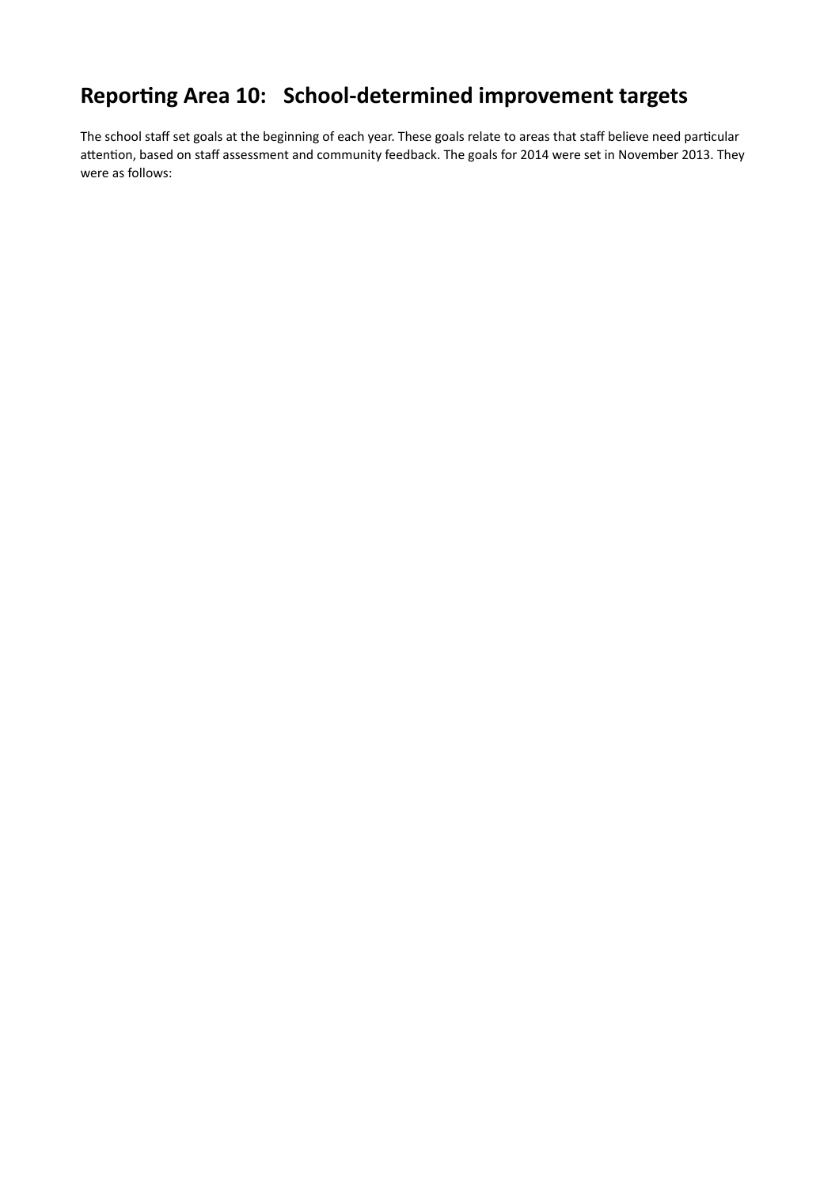## Reporting Area 10: School-determined improvement targets

The school staff set goals at the beginning of each year. These goals relate to areas that staff believe need particular attention, based on staff assessment and community feedback. The goals for 2014 were set in November 2013. They were as follows: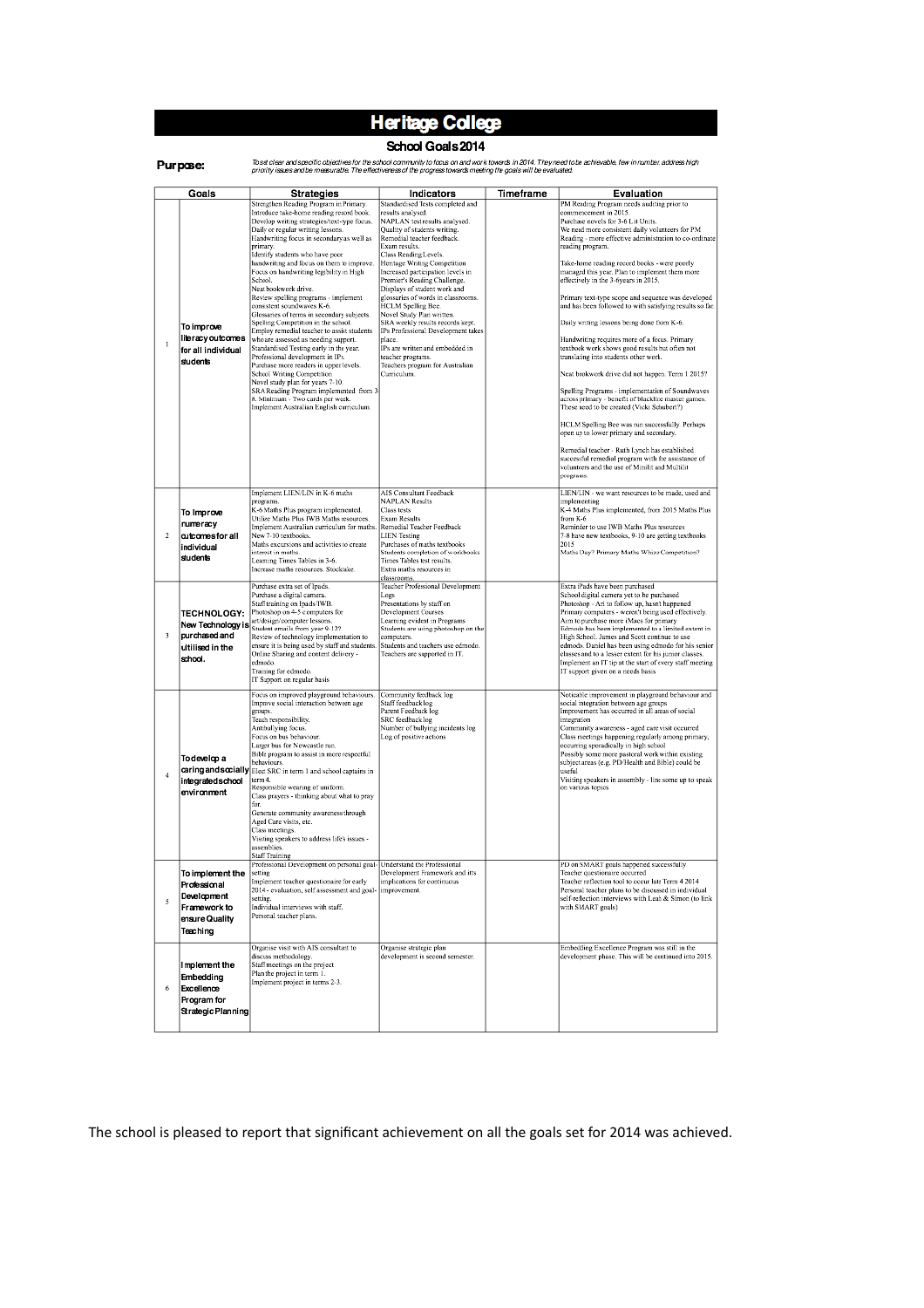# Heritage College

## School Goals 2014

**Purpose:** *To set clear and specific objectives for the school community to focus on and work towards in 2014. They need to be achievable, few in number, address high priority issues and be measurable. The effectiveness of the progress towards meeting the goals will be evaluated.*

| | Goals | Strategies | Indicators | Timeframe | Evaluation |
|---|---|---|---|---|---|
| 1 | **To improve literacy outcomes for all individual students** | Strengthen Reading Program in Primary. Introduce take-home reading record book. Develop writing strategies/text-type focus. Daily or regular writing lessons. Handwriting focus in secondary as well as primary. Identify students who have poor handwriting and focus on them to improve. Focus on handwriting legibility in High School. Neat bookwork drive. Review spelling programs - implement consistent soundwaves K-6. Glossaries of terms in secondary subjects. Spelling Competition in the school. Employ remedial teacher to assist students who are assessed as needing support. Standardised Testing early in the year. Professional development in IPs. Purchase more readers in upper levels. School Writing Competition. Novel study plan for years 7-10. SRA Reading Program implemented from 3-8. Minimum - Two cards per week. Implement Australian English curriculum. | Standardised Tests completed and results analysed. NAPLAN test results analysed. Quality of students writing. Remedial teacher feedback. Exam results. Class Reading Levels. Heritage Writing Competition. Increased participation levels in Premier's Reading Challenge. Displays of student work and glossaries of words in classrooms. HCLM Spelling Bee. Novel Study Plan written. SRA weekly results records kept. IPs Professional Development takes place. IPs are written and embedded in teacher programs. Teachers program for Australian Curriculum. | | PM Reading Program needs auditing prior to commencement in 2015. Purchase novels for 3-6 Lit Units. We need more consistent daily volunteers for PM Reading - more effective administration to co-ordinate reading program. Take-home reading record books - were poorly managed this year. Plan to implement them more effectively in the 3-6years in 2015. Primary text-type scope and sequence was developed and has been followed to with satisfying results so far. Daily writing lessons being done from K-6. Handwriting requires more of a focus. Primary textbook work shows good results but often not translating into students other work. Neat bookwork drive did not happen. Term 1 2015? Spelling Programs - implementation of Soundwaves across primary - benefit of blackline master games. These need to be created (Vicki Schubert?) HCLM Spelling Bee was run successfully. Perhaps open up to lower primary and secondary. Remedial teacher - Ruth Lynch has established successful remedial program with the assistance of volunteers and the use of Minilit and Multilit programs. |
| 2 | **To Improve numeracy outcomes for all individual students** | Implement LIEN/LIN in K-6 maths programs. K-6 Maths Plus program implemented. Utilize Maths Plus IWB Maths resources. Implement Australian curriculum for maths. New 7-10 textbooks. Maths excursions and activities to create interest in maths. Learning Times Tables in 3-6. Increase maths resources. Stocktake. | AIS Consultant Feedback. NAPLAN Results. Class tests. Exam Results. Remedial Teacher Feedback. LIEN Testing. Purchases of maths textbooks. Students completion of workbooks. Times Tables test results. Extra maths resources in classrooms. | | LIEN/LIN - we want resources to be made, used and implementing. K-4 Maths Plus implemented, from 2015 Maths Plus from K-6. Reminder to use IWB Maths Plus resources. 7-8 have new textbooks, 9-10 are getting textbooks 2015. Maths Day? Primary Maths Whizz Competition? |
| 3 | **TECHNOLOGY: New Technology is purchased and utilised in the school.** | Purchase extra set of Ipads. Purchase a digital camera. Staff training on Ipads/IWB. Photoshop on 4-5 computers for art/design/computer lessons. Student emails from year 9-12? Review of technology implementation to ensure it is being used by staff and students. Online Sharing and content delivery - edmodo. Training for edmodo. IT Support on regular basis | Teacher Professional Development Logs. Presentations by staff on Development Courses. Learning evident in Programs. Students are using photoshop on the computers. Students and teachers use edmodo. Teachers are supported in IT. | | Extra iPads have been purchased. School digital camera yet to be purchased. Photoshop - Art to follow up, hasn't happened. Primary computers - weren't being used effectively. Aim to purchase more iMacs for primary. Edmodo has been implemented to a limited extent in High School. James and Scott continue to use edmodo. Daniel has been using edmodo for his senior classes and to a lesser extent for his junior classes. Implement an IT tip at the start of every staff meeting. IT support given on a needs basis |
| 4 | **To develop a caring and socially integrated school environment** | Focus on improved playground behaviours. Improve social interaction between age groups. Teach responsibility. Antibullying focus. Focus on bus behaviour. Larger bus for Newcastle run. Bible program to assist in more respectful behaviours. Elect SRC in term 1 and school captains in term 4. Responsible wearing of uniform. Class prayers - thinking about what to pray for. Generate community awareness through Aged Care visits, etc. Class meetings. Visiting speakers to address life's issues - assemblies. Staff Training | Community feedback log. Staff feedback log. Parent Feedback log. SRC feedback log. Number of bullying incidents log. Log of positive actions | | Noticeable improvement in playground behaviour and social integration between age groups. Improvement has occurred in all areas of social integration. Community awareness - aged care visit occurred. Class meetings happening regularly among primary, occurring sporadically in high school. Possibly some more pastoral work within existing subject areas (e.g. PD/Health and Bible) could be useful. Visiting speakers in assembly - line some up to speak on various topics |
| 5 | **To implement the Professional Development Framework to ensure Quality Teaching** | Professional Development on personal goal-setting. Implement teacher questionnaire for early 2014 - evaluation, self assessment and goal-setting. Individual interviews with staff. Personal teacher plans. | Understand the Professional Development Framework and its implications for continuous improvement. | | PD on SMART goals happened successfully. Teacher questionnaire occurred. Teacher reflection tool to occur late Term 4 2014. Personal teacher plans to be discussed in individual self-reflection interviews with Leah & Simon (to link with SMART goals) |
| 6 | **Implement the Embedding Excellence Program for Strategic Planning** | Organise visit with AIS consultant to discuss methodology. Staff meetings on the project. Plan the project in term 1. Implement project in terms 2-3. | Organise strategic plan development in second semester. | | Embedding Excellence Program was still in the development phase. This will be continued into 2015. |

The school is pleased to report that significant achievement on all the goals set for 2014 was achieved.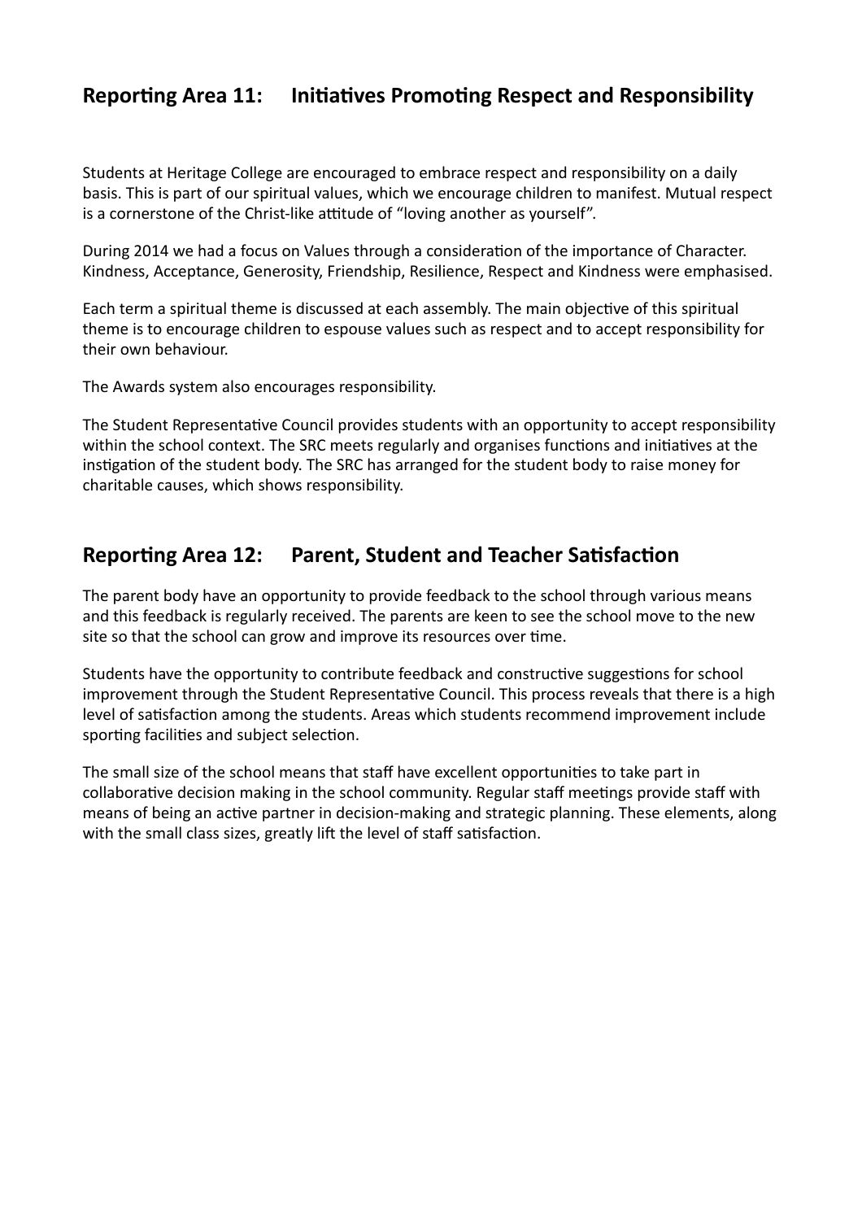## Reporting Area 11: Initiatives Promoting Respect and Responsibility

Students at Heritage College are encouraged to embrace respect and responsibility on a daily basis. This is part of our spiritual values, which we encourage children to manifest. Mutual respect is a cornerstone of the Christ-like attitude of "loving another as yourself".

During 2014 we had a focus on Values through a consideration of the importance of Character. Kindness, Acceptance, Generosity, Friendship, Resilience, Respect and Kindness were emphasised.

Each term a spiritual theme is discussed at each assembly. The main objective of this spiritual theme is to encourage children to espouse values such as respect and to accept responsibility for their own behaviour.

The Awards system also encourages responsibility.

The Student Representative Council provides students with an opportunity to accept responsibility within the school context. The SRC meets regularly and organises functions and initiatives at the instigation of the student body. The SRC has arranged for the student body to raise money for charitable causes, which shows responsibility.

## Reporting Area 12: Parent, Student and Teacher Satisfaction

The parent body have an opportunity to provide feedback to the school through various means and this feedback is regularly received. The parents are keen to see the school move to the new site so that the school can grow and improve its resources over time.

Students have the opportunity to contribute feedback and constructive suggestions for school improvement through the Student Representative Council. This process reveals that there is a high level of satisfaction among the students. Areas which students recommend improvement include sporting facilities and subject selection.

The small size of the school means that staff have excellent opportunities to take part in collaborative decision making in the school community. Regular staff meetings provide staff with means of being an active partner in decision-making and strategic planning. These elements, along with the small class sizes, greatly lift the level of staff satisfaction.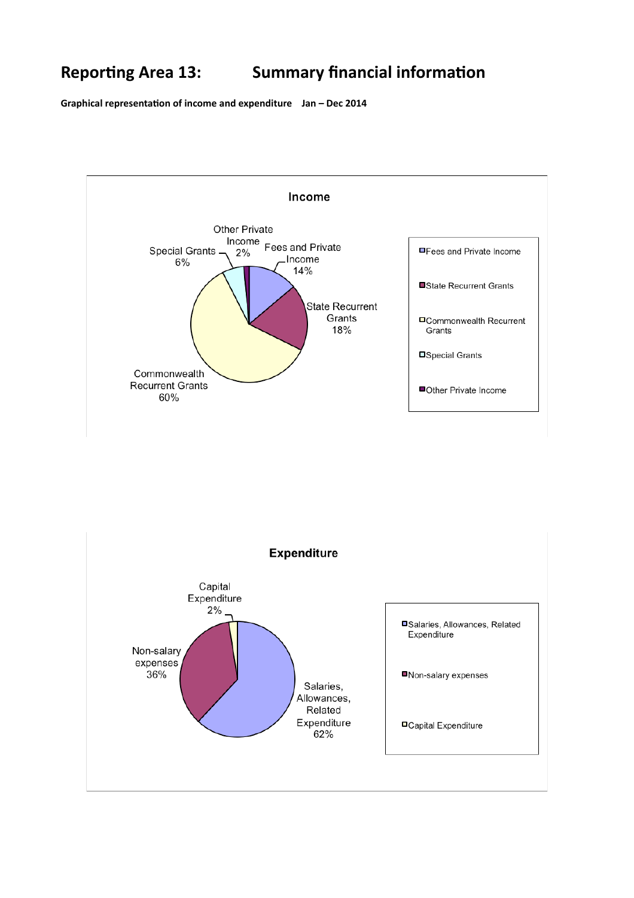# Reporting Area 13: Summary financial information

**Graphical representation of income and expenditure Jan – Dec 2014**

Income

Other Private Income 2%

Special Grants 6%

Fees and Private Income 14%

State Recurrent Grants 18%

Commonwealth Recurrent Grants 60%

Fees and Private Income

State Recurrent Grants

Commonwealth Recurrent Grants

Special Grants

Other Private Income

Expenditure

Capital Expenditure 2%

Non-salary expenses 36%

Salaries, Allowances, Related Expenditure 62%

Salaries, Allowances, Related Expenditure

Non-salary expenses

Capital Expenditure